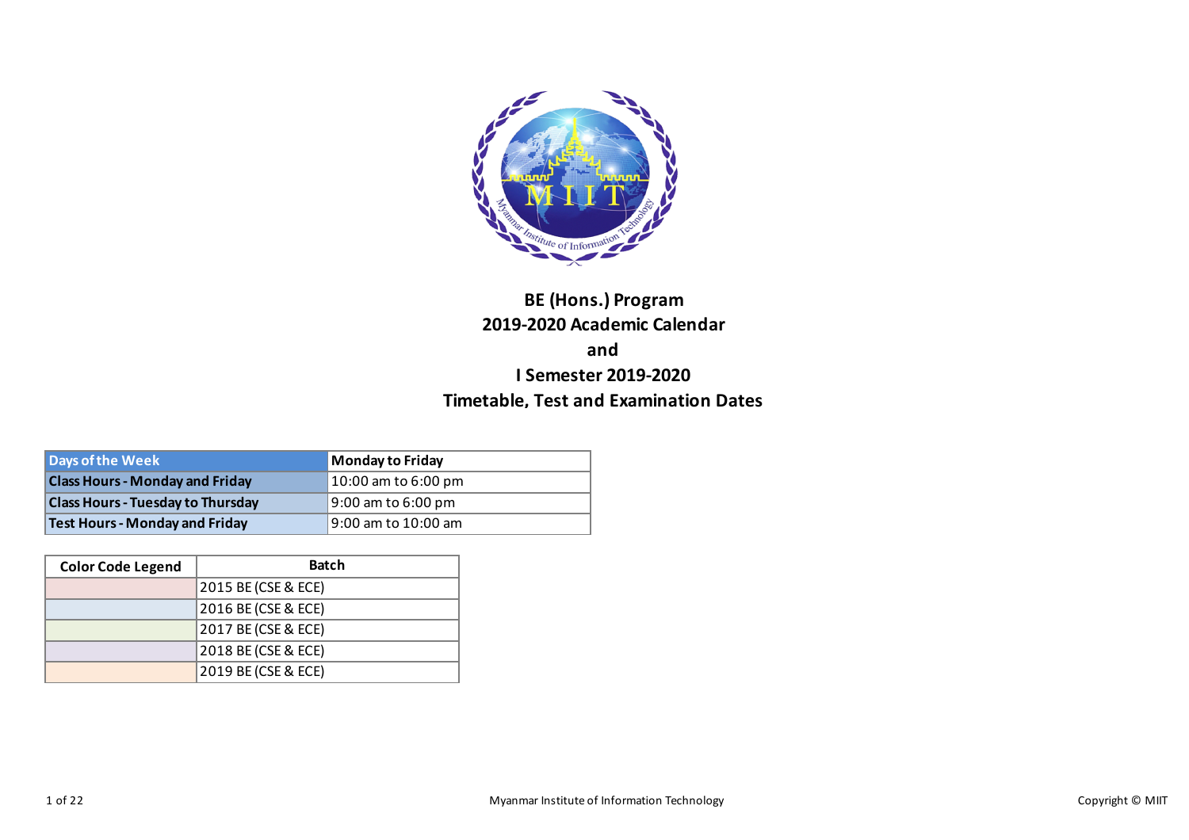# BE (Hons.) Program
# 2019-2020 Academic Calendar
# and
# I Semester 2019-2020
# Timetable, Test and Examination Dates

| Days of the Week | Monday to Friday |
|---|---|
| Class Hours - Monday and Friday | 10:00 am to 6:00 pm |
| Class Hours - Tuesday to Thursday | 9:00 am to 6:00 pm |
| Test Hours - Monday and Friday | 9:00 am to 10:00 am |

| Color Code Legend | Batch |
|---|---|
| | 2015 BE (CSE & ECE) |
| | 2016 BE (CSE & ECE) |
| | 2017 BE (CSE & ECE) |
| | 2018 BE (CSE & ECE) |
| | 2019 BE (CSE & ECE) |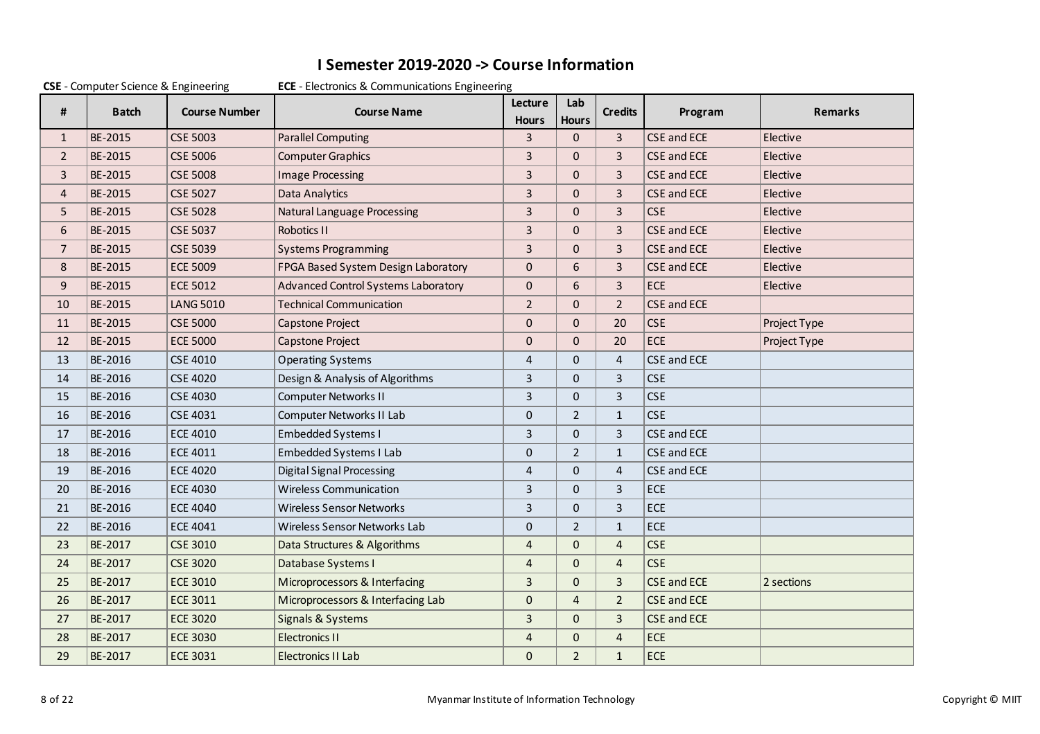# I Semester 2019-2020 -> Course Information

**CSE** - Computer Science & Engineering **ECE** - Electronics & Communications Engineering

| # | Batch | Course Number | Course Name | Lecture Hours | Lab Hours | Credits | Program | Remarks |
|---|---|---|---|---|---|---|---|---|
| 1 | BE-2015 | CSE 5003 | Parallel Computing | 3 | 0 | 3 | CSE and ECE | Elective |
| 2 | BE-2015 | CSE 5006 | Computer Graphics | 3 | 0 | 3 | CSE and ECE | Elective |
| 3 | BE-2015 | CSE 5008 | Image Processing | 3 | 0 | 3 | CSE and ECE | Elective |
| 4 | BE-2015 | CSE 5027 | Data Analytics | 3 | 0 | 3 | CSE and ECE | Elective |
| 5 | BE-2015 | CSE 5028 | Natural Language Processing | 3 | 0 | 3 | CSE | Elective |
| 6 | BE-2015 | CSE 5037 | Robotics II | 3 | 0 | 3 | CSE and ECE | Elective |
| 7 | BE-2015 | CSE 5039 | Systems Programming | 3 | 0 | 3 | CSE and ECE | Elective |
| 8 | BE-2015 | ECE 5009 | FPGA Based System Design Laboratory | 0 | 6 | 3 | CSE and ECE | Elective |
| 9 | BE-2015 | ECE 5012 | Advanced Control Systems Laboratory | 0 | 6 | 3 | ECE | Elective |
| 10 | BE-2015 | LANG 5010 | Technical Communication | 2 | 0 | 2 | CSE and ECE | |
| 11 | BE-2015 | CSE 5000 | Capstone Project | 0 | 0 | 20 | CSE | Project Type |
| 12 | BE-2015 | ECE 5000 | Capstone Project | 0 | 0 | 20 | ECE | Project Type |
| 13 | BE-2016 | CSE 4010 | Operating Systems | 4 | 0 | 4 | CSE and ECE | |
| 14 | BE-2016 | CSE 4020 | Design & Analysis of Algorithms | 3 | 0 | 3 | CSE | |
| 15 | BE-2016 | CSE 4030 | Computer Networks II | 3 | 0 | 3 | CSE | |
| 16 | BE-2016 | CSE 4031 | Computer Networks II Lab | 0 | 2 | 1 | CSE | |
| 17 | BE-2016 | ECE 4010 | Embedded Systems I | 3 | 0 | 3 | CSE and ECE | |
| 18 | BE-2016 | ECE 4011 | Embedded Systems I Lab | 0 | 2 | 1 | CSE and ECE | |
| 19 | BE-2016 | ECE 4020 | Digital Signal Processing | 4 | 0 | 4 | CSE and ECE | |
| 20 | BE-2016 | ECE 4030 | Wireless Communication | 3 | 0 | 3 | ECE | |
| 21 | BE-2016 | ECE 4040 | Wireless Sensor Networks | 3 | 0 | 3 | ECE | |
| 22 | BE-2016 | ECE 4041 | Wireless Sensor Networks Lab | 0 | 2 | 1 | ECE | |
| 23 | BE-2017 | CSE 3010 | Data Structures & Algorithms | 4 | 0 | 4 | CSE | |
| 24 | BE-2017 | CSE 3020 | Database Systems I | 4 | 0 | 4 | CSE | |
| 25 | BE-2017 | ECE 3010 | Microprocessors & Interfacing | 3 | 0 | 3 | CSE and ECE | 2 sections |
| 26 | BE-2017 | ECE 3011 | Microprocessors & Interfacing Lab | 0 | 4 | 2 | CSE and ECE | |
| 27 | BE-2017 | ECE 3020 | Signals & Systems | 3 | 0 | 3 | CSE and ECE | |
| 28 | BE-2017 | ECE 3030 | Electronics II | 4 | 0 | 4 | ECE | |
| 29 | BE-2017 | ECE 3031 | Electronics II Lab | 0 | 2 | 1 | ECE | |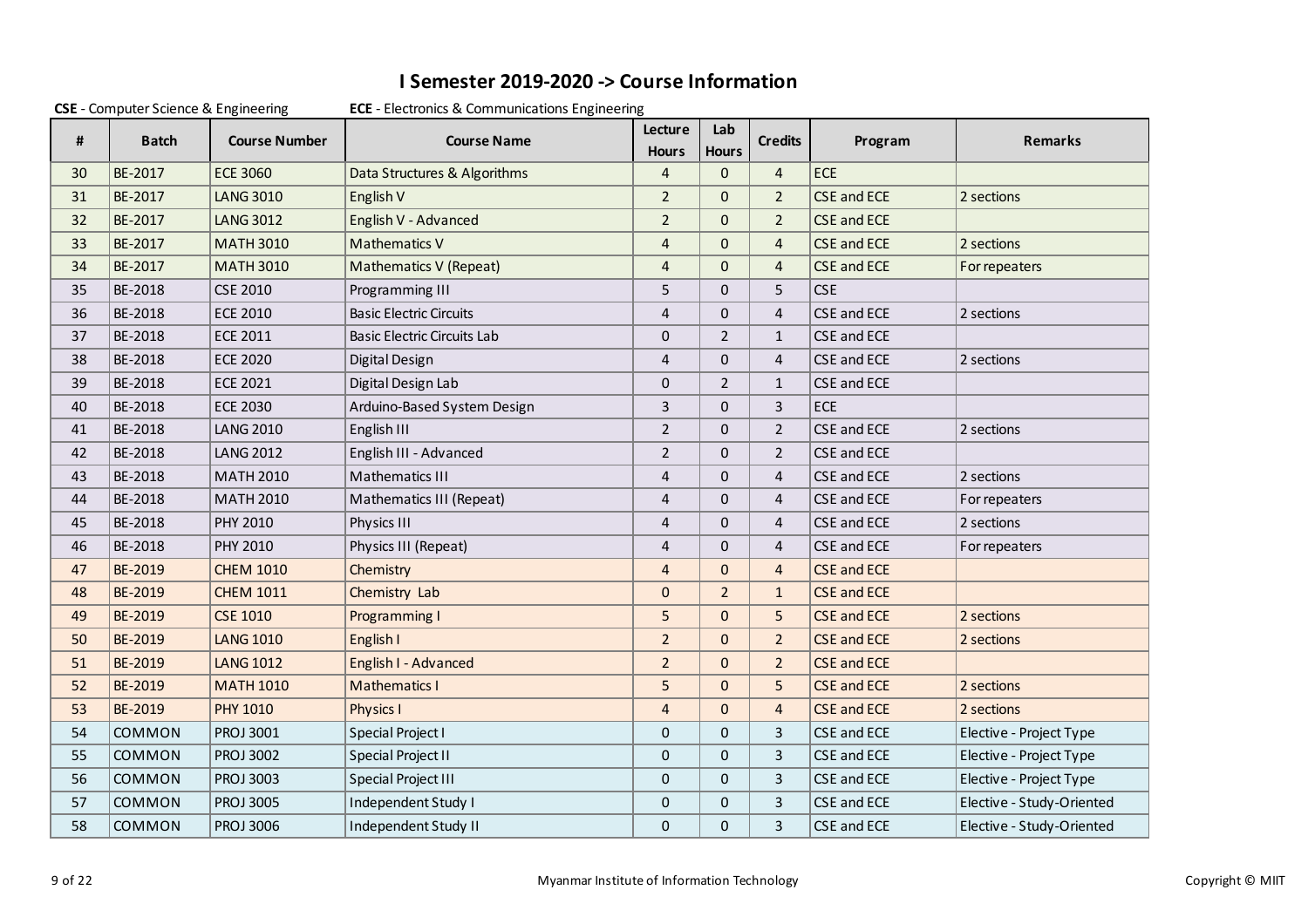# I Semester 2019-2020 -> Course Information

**CSE** - Computer Science & Engineering **ECE** - Electronics & Communications Engineering

| # | Batch | Course Number | Course Name | Lecture Hours | Lab Hours | Credits | Program | Remarks |
|---|---|---|---|---|---|---|---|---|
| 30 | BE-2017 | ECE 3060 | Data Structures & Algorithms | 4 | 0 | 4 | ECE | |
| 31 | BE-2017 | LANG 3010 | English V | 2 | 0 | 2 | CSE and ECE | 2 sections |
| 32 | BE-2017 | LANG 3012 | English V - Advanced | 2 | 0 | 2 | CSE and ECE | |
| 33 | BE-2017 | MATH 3010 | Mathematics V | 4 | 0 | 4 | CSE and ECE | 2 sections |
| 34 | BE-2017 | MATH 3010 | Mathematics V (Repeat) | 4 | 0 | 4 | CSE and ECE | For repeaters |
| 35 | BE-2018 | CSE 2010 | Programming III | 5 | 0 | 5 | CSE | |
| 36 | BE-2018 | ECE 2010 | Basic Electric Circuits | 4 | 0 | 4 | CSE and ECE | 2 sections |
| 37 | BE-2018 | ECE 2011 | Basic Electric Circuits Lab | 0 | 2 | 1 | CSE and ECE | |
| 38 | BE-2018 | ECE 2020 | Digital Design | 4 | 0 | 4 | CSE and ECE | 2 sections |
| 39 | BE-2018 | ECE 2021 | Digital Design Lab | 0 | 2 | 1 | CSE and ECE | |
| 40 | BE-2018 | ECE 2030 | Arduino-Based System Design | 3 | 0 | 3 | ECE | |
| 41 | BE-2018 | LANG 2010 | English III | 2 | 0 | 2 | CSE and ECE | 2 sections |
| 42 | BE-2018 | LANG 2012 | English III - Advanced | 2 | 0 | 2 | CSE and ECE | |
| 43 | BE-2018 | MATH 2010 | Mathematics III | 4 | 0 | 4 | CSE and ECE | 2 sections |
| 44 | BE-2018 | MATH 2010 | Mathematics III (Repeat) | 4 | 0 | 4 | CSE and ECE | For repeaters |
| 45 | BE-2018 | PHY 2010 | Physics III | 4 | 0 | 4 | CSE and ECE | 2 sections |
| 46 | BE-2018 | PHY 2010 | Physics III (Repeat) | 4 | 0 | 4 | CSE and ECE | For repeaters |
| 47 | BE-2019 | CHEM 1010 | Chemistry | 4 | 0 | 4 | CSE and ECE | |
| 48 | BE-2019 | CHEM 1011 | Chemistry Lab | 0 | 2 | 1 | CSE and ECE | |
| 49 | BE-2019 | CSE 1010 | Programming I | 5 | 0 | 5 | CSE and ECE | 2 sections |
| 50 | BE-2019 | LANG 1010 | English I | 2 | 0 | 2 | CSE and ECE | 2 sections |
| 51 | BE-2019 | LANG 1012 | English I - Advanced | 2 | 0 | 2 | CSE and ECE | |
| 52 | BE-2019 | MATH 1010 | Mathematics I | 5 | 0 | 5 | CSE and ECE | 2 sections |
| 53 | BE-2019 | PHY 1010 | Physics I | 4 | 0 | 4 | CSE and ECE | 2 sections |
| 54 | COMMON | PROJ 3001 | Special Project I | 0 | 0 | 3 | CSE and ECE | Elective - Project Type |
| 55 | COMMON | PROJ 3002 | Special Project II | 0 | 0 | 3 | CSE and ECE | Elective - Project Type |
| 56 | COMMON | PROJ 3003 | Special Project III | 0 | 0 | 3 | CSE and ECE | Elective - Project Type |
| 57 | COMMON | PROJ 3005 | Independent Study I | 0 | 0 | 3 | CSE and ECE | Elective - Study-Oriented |
| 58 | COMMON | PROJ 3006 | Independent Study II | 0 | 0 | 3 | CSE and ECE | Elective - Study-Oriented |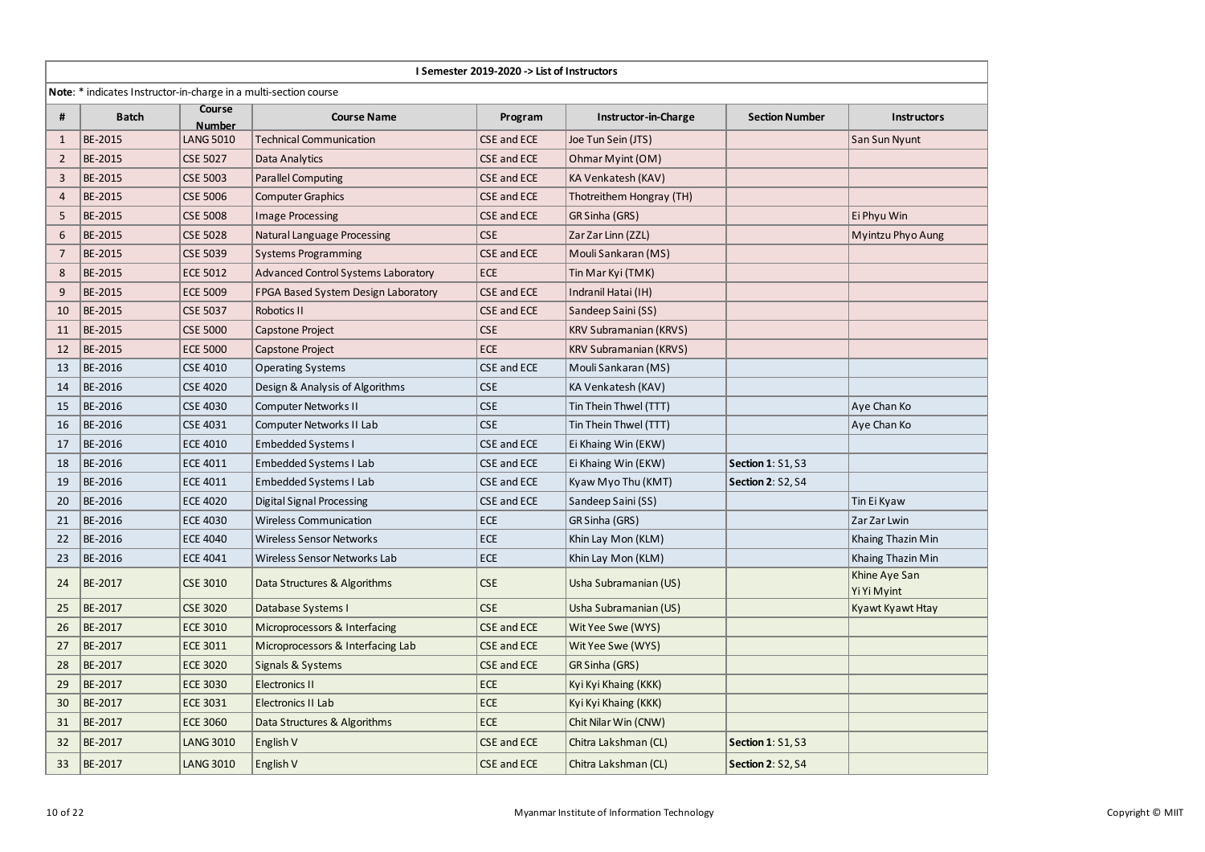| I Semester 2019-2020 -> List of Instructors | | | | | | | |
|---|---|---|---|---|---|---|---|
| **Note**: * indicates Instructor-in-charge in a multi-section course | | | | | | | |
| **#** | **Batch** | **Course Number** | **Course Name** | **Program** | **Instructor-in-Charge** | **Section Number** | **Instructors** |
| 1 | BE-2015 | LANG 5010 | Technical Communication | CSE and ECE | Joe Tun Sein (JTS) | | San Sun Nyunt |
| 2 | BE-2015 | CSE 5027 | Data Analytics | CSE and ECE | Ohmar Myint (OM) | | |
| 3 | BE-2015 | CSE 5003 | Parallel Computing | CSE and ECE | KA Venkatesh (KAV) | | |
| 4 | BE-2015 | CSE 5006 | Computer Graphics | CSE and ECE | Thotreithem Hongray (TH) | | |
| 5 | BE-2015 | CSE 5008 | Image Processing | CSE and ECE | GR Sinha (GRS) | | Ei Phyu Win |
| 6 | BE-2015 | CSE 5028 | Natural Language Processing | CSE | Zar Zar Linn (ZZL) | | Myintzu Phyo Aung |
| 7 | BE-2015 | CSE 5039 | Systems Programming | CSE and ECE | Mouli Sankaran (MS) | | |
| 8 | BE-2015 | ECE 5012 | Advanced Control Systems Laboratory | ECE | Tin Mar Kyi (TMK) | | |
| 9 | BE-2015 | ECE 5009 | FPGA Based System Design Laboratory | CSE and ECE | Indranil Hatai (IH) | | |
| 10 | BE-2015 | CSE 5037 | Robotics II | CSE and ECE | Sandeep Saini (SS) | | |
| 11 | BE-2015 | CSE 5000 | Capstone Project | CSE | KRV Subramanian (KRVS) | | |
| 12 | BE-2015 | ECE 5000 | Capstone Project | ECE | KRV Subramanian (KRVS) | | |
| 13 | BE-2016 | CSE 4010 | Operating Systems | CSE and ECE | Mouli Sankaran (MS) | | |
| 14 | BE-2016 | CSE 4020 | Design & Analysis of Algorithms | CSE | KA Venkatesh (KAV) | | |
| 15 | BE-2016 | CSE 4030 | Computer Networks II | CSE | Tin Thein Thwel (TTT) | | Aye Chan Ko |
| 16 | BE-2016 | CSE 4031 | Computer Networks II Lab | CSE | Tin Thein Thwel (TTT) | | Aye Chan Ko |
| 17 | BE-2016 | ECE 4010 | Embedded Systems I | CSE and ECE | Ei Khaing Win (EKW) | | |
| 18 | BE-2016 | ECE 4011 | Embedded Systems I Lab | CSE and ECE | Ei Khaing Win (EKW) | **Section 1**: S1, S3 | |
| 19 | BE-2016 | ECE 4011 | Embedded Systems I Lab | CSE and ECE | Kyaw Myo Thu (KMT) | **Section 2**: S2, S4 | |
| 20 | BE-2016 | ECE 4020 | Digital Signal Processing | CSE and ECE | Sandeep Saini (SS) | | Tin Ei Kyaw |
| 21 | BE-2016 | ECE 4030 | Wireless Communication | ECE | GR Sinha (GRS) | | Zar Zar Lwin |
| 22 | BE-2016 | ECE 4040 | Wireless Sensor Networks | ECE | Khin Lay Mon (KLM) | | Khaing Thazin Min |
| 23 | BE-2016 | ECE 4041 | Wireless Sensor Networks Lab | ECE | Khin Lay Mon (KLM) | | Khaing Thazin Min |
| 24 | BE-2017 | CSE 3010 | Data Structures & Algorithms | CSE | Usha Subramanian (US) | | Khine Aye San<br>Yi Yi Myint |
| 25 | BE-2017 | CSE 3020 | Database Systems I | CSE | Usha Subramanian (US) | | Kyawt Kyawt Htay |
| 26 | BE-2017 | ECE 3010 | Microprocessors & Interfacing | CSE and ECE | Wit Yee Swe (WYS) | | |
| 27 | BE-2017 | ECE 3011 | Microprocessors & Interfacing Lab | CSE and ECE | Wit Yee Swe (WYS) | | |
| 28 | BE-2017 | ECE 3020 | Signals & Systems | CSE and ECE | GR Sinha (GRS) | | |
| 29 | BE-2017 | ECE 3030 | Electronics II | ECE | Kyi Kyi Khaing (KKK) | | |
| 30 | BE-2017 | ECE 3031 | Electronics II Lab | ECE | Kyi Kyi Khaing (KKK) | | |
| 31 | BE-2017 | ECE 3060 | Data Structures & Algorithms | ECE | Chit Nilar Win (CNW) | | |
| 32 | BE-2017 | LANG 3010 | English V | CSE and ECE | Chitra Lakshman (CL) | **Section 1**: S1, S3 | |
| 33 | BE-2017 | LANG 3010 | English V | CSE and ECE | Chitra Lakshman (CL) | **Section 2**: S2, S4 | |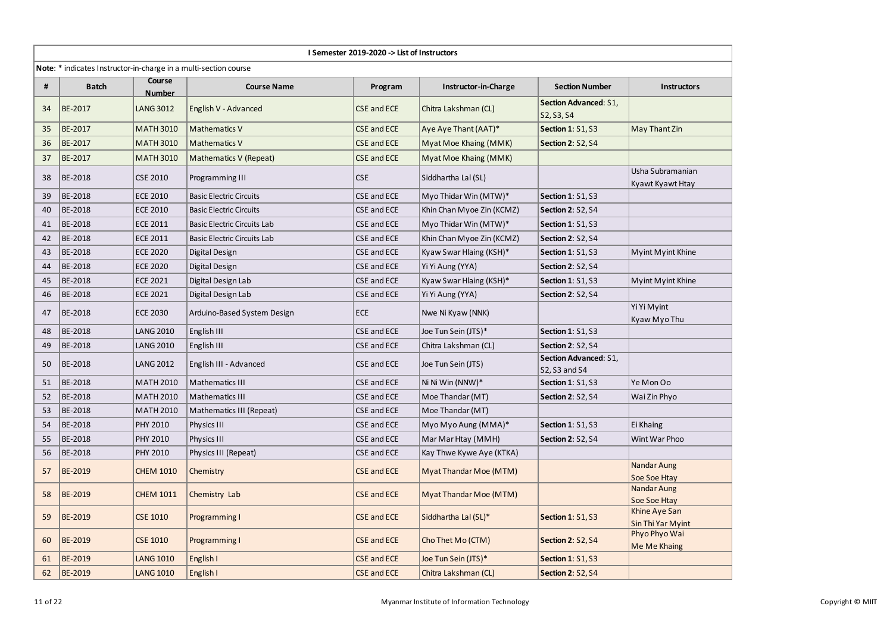| I Semester 2019-2020 -> List of Instructors | | | | | | | |
|---|---|---|---|---|---|---|---|
| **Note**: * indicates Instructor-in-charge in a multi-section course | | | | | | | |
| **#** | **Batch** | **Course Number** | **Course Name** | **Program** | **Instructor-in-Charge** | **Section Number** | **Instructors** |
| 34 | BE-2017 | LANG 3012 | English V - Advanced | CSE and ECE | Chitra Lakshman (CL) | **Section Advanced**: S1, S2, S3, S4 | |
| 35 | BE-2017 | MATH 3010 | Mathematics V | CSE and ECE | Aye Aye Thant (AAT)* | **Section 1**: S1, S3 | May Thant Zin |
| 36 | BE-2017 | MATH 3010 | Mathematics V | CSE and ECE | Myat Moe Khaing (MMK) | **Section 2**: S2, S4 | |
| 37 | BE-2017 | MATH 3010 | Mathematics V (Repeat) | CSE and ECE | Myat Moe Khaing (MMK) | | |
| 38 | BE-2018 | CSE 2010 | Programming III | CSE | Siddhartha Lal (SL) | | Usha Subramanian<br>Kyawt Kyawt Htay |
| 39 | BE-2018 | ECE 2010 | Basic Electric Circuits | CSE and ECE | Myo Thidar Win (MTW)* | **Section 1**: S1, S3 | |
| 40 | BE-2018 | ECE 2010 | Basic Electric Circuits | CSE and ECE | Khin Chan Myoe Zin (KCMZ) | **Section 2**: S2, S4 | |
| 41 | BE-2018 | ECE 2011 | Basic Electric Circuits Lab | CSE and ECE | Myo Thidar Win (MTW)* | **Section 1**: S1, S3 | |
| 42 | BE-2018 | ECE 2011 | Basic Electric Circuits Lab | CSE and ECE | Khin Chan Myoe Zin (KCMZ) | **Section 2**: S2, S4 | |
| 43 | BE-2018 | ECE 2020 | Digital Design | CSE and ECE | Kyaw Swar Hlaing (KSH)* | **Section 1**: S1, S3 | Myint Myint Khine |
| 44 | BE-2018 | ECE 2020 | Digital Design | CSE and ECE | Yi Yi Aung (YYA) | **Section 2**: S2, S4 | |
| 45 | BE-2018 | ECE 2021 | Digital Design Lab | CSE and ECE | Kyaw Swar Hlaing (KSH)* | **Section 1**: S1, S3 | Myint Myint Khine |
| 46 | BE-2018 | ECE 2021 | Digital Design Lab | CSE and ECE | Yi Yi Aung (YYA) | **Section 2**: S2, S4 | |
| 47 | BE-2018 | ECE 2030 | Arduino-Based System Design | ECE | Nwe Ni Kyaw (NNK) | | Yi Yi Myint<br>Kyaw Myo Thu |
| 48 | BE-2018 | LANG 2010 | English III | CSE and ECE | Joe Tun Sein (JTS)* | **Section 1**: S1, S3 | |
| 49 | BE-2018 | LANG 2010 | English III | CSE and ECE | Chitra Lakshman (CL) | **Section 2**: S2, S4 | |
| 50 | BE-2018 | LANG 2012 | English III - Advanced | CSE and ECE | Joe Tun Sein (JTS) | **Section Advanced**: S1, S2, S3 and S4 | |
| 51 | BE-2018 | MATH 2010 | Mathematics III | CSE and ECE | Ni Ni Win (NNW)* | **Section 1**: S1, S3 | Ye Mon Oo |
| 52 | BE-2018 | MATH 2010 | Mathematics III | CSE and ECE | Moe Thandar (MT) | **Section 2**: S2, S4 | Wai Zin Phyo |
| 53 | BE-2018 | MATH 2010 | Mathematics III (Repeat) | CSE and ECE | Moe Thandar (MT) | | |
| 54 | BE-2018 | PHY 2010 | Physics III | CSE and ECE | Myo Myo Aung (MMA)* | **Section 1**: S1, S3 | Ei Khaing |
| 55 | BE-2018 | PHY 2010 | Physics III | CSE and ECE | Mar Mar Htay (MMH) | **Section 2**: S2, S4 | Wint War Phoo |
| 56 | BE-2018 | PHY 2010 | Physics III (Repeat) | CSE and ECE | Kay Thwe Kywe Aye (KTKA) | | |
| 57 | BE-2019 | CHEM 1010 | Chemistry | CSE and ECE | Myat Thandar Moe (MTM) | | Nandar Aung<br>Soe Soe Htay |
| 58 | BE-2019 | CHEM 1011 | Chemistry Lab | CSE and ECE | Myat Thandar Moe (MTM) | | Nandar Aung<br>Soe Soe Htay |
| 59 | BE-2019 | CSE 1010 | Programming I | CSE and ECE | Siddhartha Lal (SL)* | **Section 1**: S1, S3 | Khine Aye San<br>Sin Thi Yar Myint |
| 60 | BE-2019 | CSE 1010 | Programming I | CSE and ECE | Cho Thet Mo (CTM) | **Section 2**: S2, S4 | Phyo Phyo Wai<br>Me Me Khaing |
| 61 | BE-2019 | LANG 1010 | English I | CSE and ECE | Joe Tun Sein (JTS)* | **Section 1**: S1, S3 | |
| 62 | BE-2019 | LANG 1010 | English I | CSE and ECE | Chitra Lakshman (CL) | **Section 2**: S2, S4 | |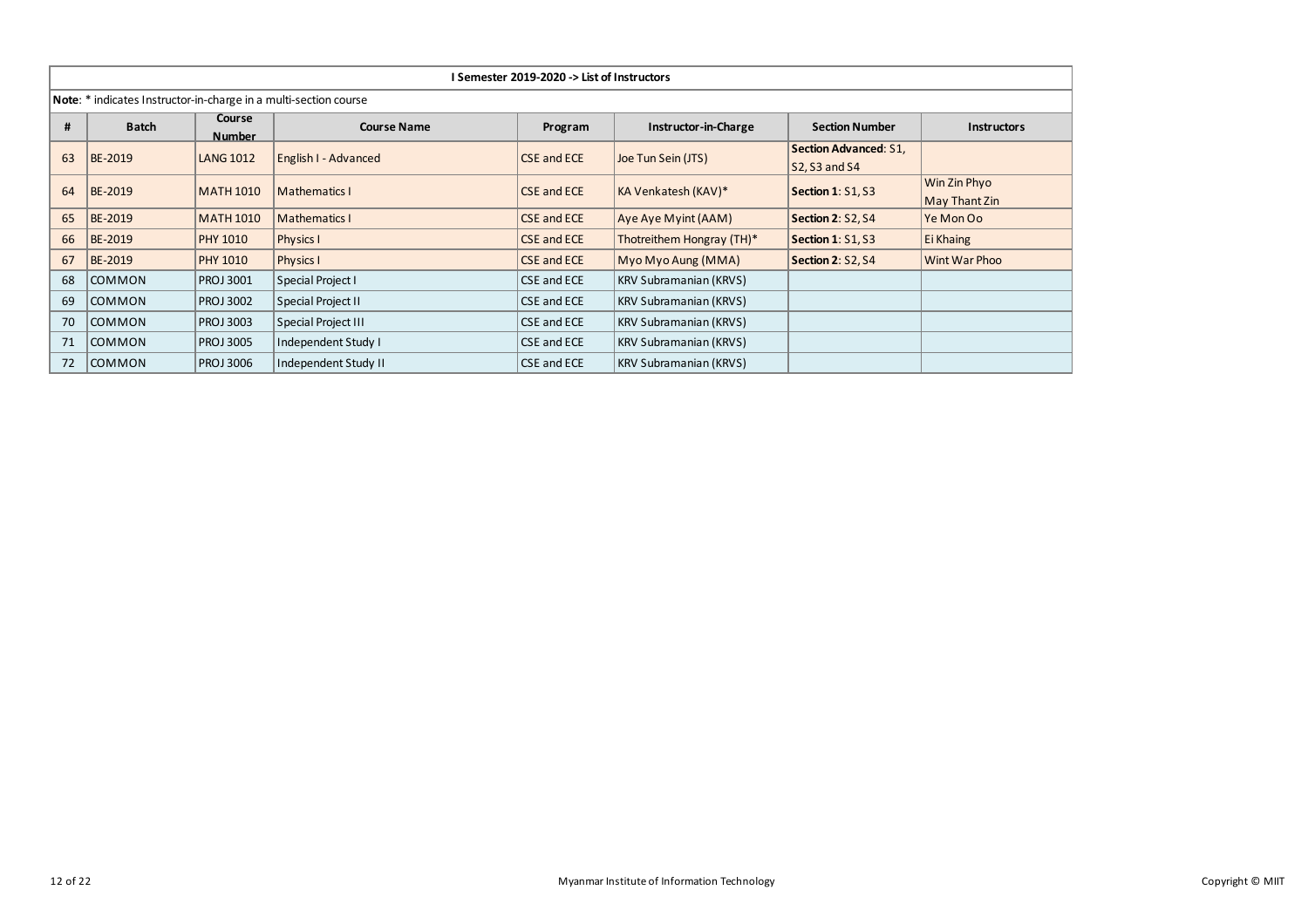| I Semester 2019-2020 -> List of Instructors | | | | | | | |
|---|---|---|---|---|---|---|---|
| **Note**: * indicates Instructor-in-charge in a multi-section course | | | | | | | |
| **#** | **Batch** | **Course Number** | **Course Name** | **Program** | **Instructor-in-Charge** | **Section Number** | **Instructors** |
| 63 | BE-2019 | LANG 1012 | English I - Advanced | CSE and ECE | Joe Tun Sein (JTS) | **Section Advanced**: S1, S2, S3 and S4 | |
| 64 | BE-2019 | MATH 1010 | Mathematics I | CSE and ECE | KA Venkatesh (KAV)* | **Section 1**: S1, S3 | Win Zin Phyo<br>May Thant Zin |
| 65 | BE-2019 | MATH 1010 | Mathematics I | CSE and ECE | Aye Aye Myint (AAM) | **Section 2**: S2, S4 | Ye Mon Oo |
| 66 | BE-2019 | PHY 1010 | Physics I | CSE and ECE | Thotreithem Hongray (TH)* | **Section 1**: S1, S3 | Ei Khaing |
| 67 | BE-2019 | PHY 1010 | Physics I | CSE and ECE | Myo Myo Aung (MMA) | **Section 2**: S2, S4 | Wint War Phoo |
| 68 | COMMON | PROJ 3001 | Special Project I | CSE and ECE | KRV Subramanian (KRVS) | | |
| 69 | COMMON | PROJ 3002 | Special Project II | CSE and ECE | KRV Subramanian (KRVS) | | |
| 70 | COMMON | PROJ 3003 | Special Project III | CSE and ECE | KRV Subramanian (KRVS) | | |
| 71 | COMMON | PROJ 3005 | Independent Study I | CSE and ECE | KRV Subramanian (KRVS) | | |
| 72 | COMMON | PROJ 3006 | Independent Study II | CSE and ECE | KRV Subramanian (KRVS) | | |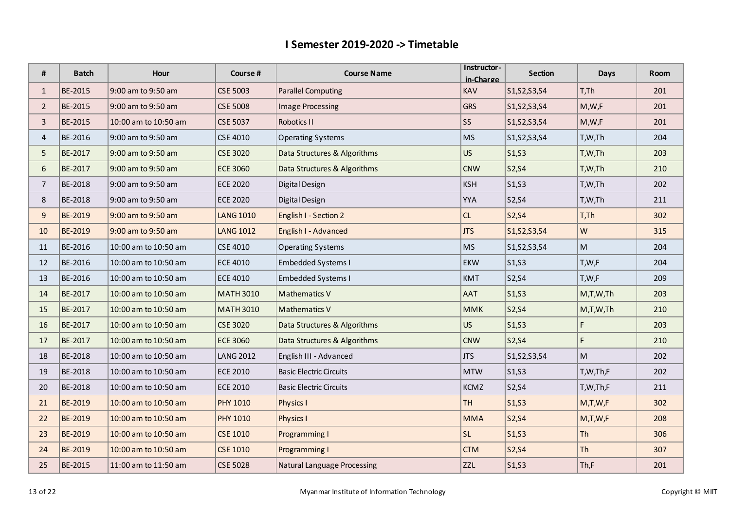# I Semester 2019-2020 -> Timetable

| # | Batch | Hour | Course # | Course Name | Instructor-in-Charge | Section | Days | Room |
|---|---|---|---|---|---|---|---|---|
| 1 | BE-2015 | 9:00 am to 9:50 am | CSE 5003 | Parallel Computing | KAV | S1,S2,S3,S4 | T,Th | 201 |
| 2 | BE-2015 | 9:00 am to 9:50 am | CSE 5008 | Image Processing | GRS | S1,S2,S3,S4 | M,W,F | 201 |
| 3 | BE-2015 | 10:00 am to 10:50 am | CSE 5037 | Robotics II | SS | S1,S2,S3,S4 | M,W,F | 201 |
| 4 | BE-2016 | 9:00 am to 9:50 am | CSE 4010 | Operating Systems | MS | S1,S2,S3,S4 | T,W,Th | 204 |
| 5 | BE-2017 | 9:00 am to 9:50 am | CSE 3020 | Data Structures & Algorithms | US | S1,S3 | T,W,Th | 203 |
| 6 | BE-2017 | 9:00 am to 9:50 am | ECE 3060 | Data Structures & Algorithms | CNW | S2,S4 | T,W,Th | 210 |
| 7 | BE-2018 | 9:00 am to 9:50 am | ECE 2020 | Digital Design | KSH | S1,S3 | T,W,Th | 202 |
| 8 | BE-2018 | 9:00 am to 9:50 am | ECE 2020 | Digital Design | YYA | S2,S4 | T,W,Th | 211 |
| 9 | BE-2019 | 9:00 am to 9:50 am | LANG 1010 | English I - Section 2 | CL | S2,S4 | T,Th | 302 |
| 10 | BE-2019 | 9:00 am to 9:50 am | LANG 1012 | English I - Advanced | JTS | S1,S2,S3,S4 | W | 315 |
| 11 | BE-2016 | 10:00 am to 10:50 am | CSE 4010 | Operating Systems | MS | S1,S2,S3,S4 | M | 204 |
| 12 | BE-2016 | 10:00 am to 10:50 am | ECE 4010 | Embedded Systems I | EKW | S1,S3 | T,W,F | 204 |
| 13 | BE-2016 | 10:00 am to 10:50 am | ECE 4010 | Embedded Systems I | KMT | S2,S4 | T,W,F | 209 |
| 14 | BE-2017 | 10:00 am to 10:50 am | MATH 3010 | Mathematics V | AAT | S1,S3 | M,T,W,Th | 203 |
| 15 | BE-2017 | 10:00 am to 10:50 am | MATH 3010 | Mathematics V | MMK | S2,S4 | M,T,W,Th | 210 |
| 16 | BE-2017 | 10:00 am to 10:50 am | CSE 3020 | Data Structures & Algorithms | US | S1,S3 | F | 203 |
| 17 | BE-2017 | 10:00 am to 10:50 am | ECE 3060 | Data Structures & Algorithms | CNW | S2,S4 | F | 210 |
| 18 | BE-2018 | 10:00 am to 10:50 am | LANG 2012 | English III - Advanced | JTS | S1,S2,S3,S4 | M | 202 |
| 19 | BE-2018 | 10:00 am to 10:50 am | ECE 2010 | Basic Electric Circuits | MTW | S1,S3 | T,W,Th,F | 202 |
| 20 | BE-2018 | 10:00 am to 10:50 am | ECE 2010 | Basic Electric Circuits | KCMZ | S2,S4 | T,W,Th,F | 211 |
| 21 | BE-2019 | 10:00 am to 10:50 am | PHY 1010 | Physics I | TH | S1,S3 | M,T,W,F | 302 |
| 22 | BE-2019 | 10:00 am to 10:50 am | PHY 1010 | Physics I | MMA | S2,S4 | M,T,W,F | 208 |
| 23 | BE-2019 | 10:00 am to 10:50 am | CSE 1010 | Programming I | SL | S1,S3 | Th | 306 |
| 24 | BE-2019 | 10:00 am to 10:50 am | CSE 1010 | Programming I | CTM | S2,S4 | Th | 307 |
| 25 | BE-2015 | 11:00 am to 11:50 am | CSE 5028 | Natural Language Processing | ZZL | S1,S3 | Th,F | 201 |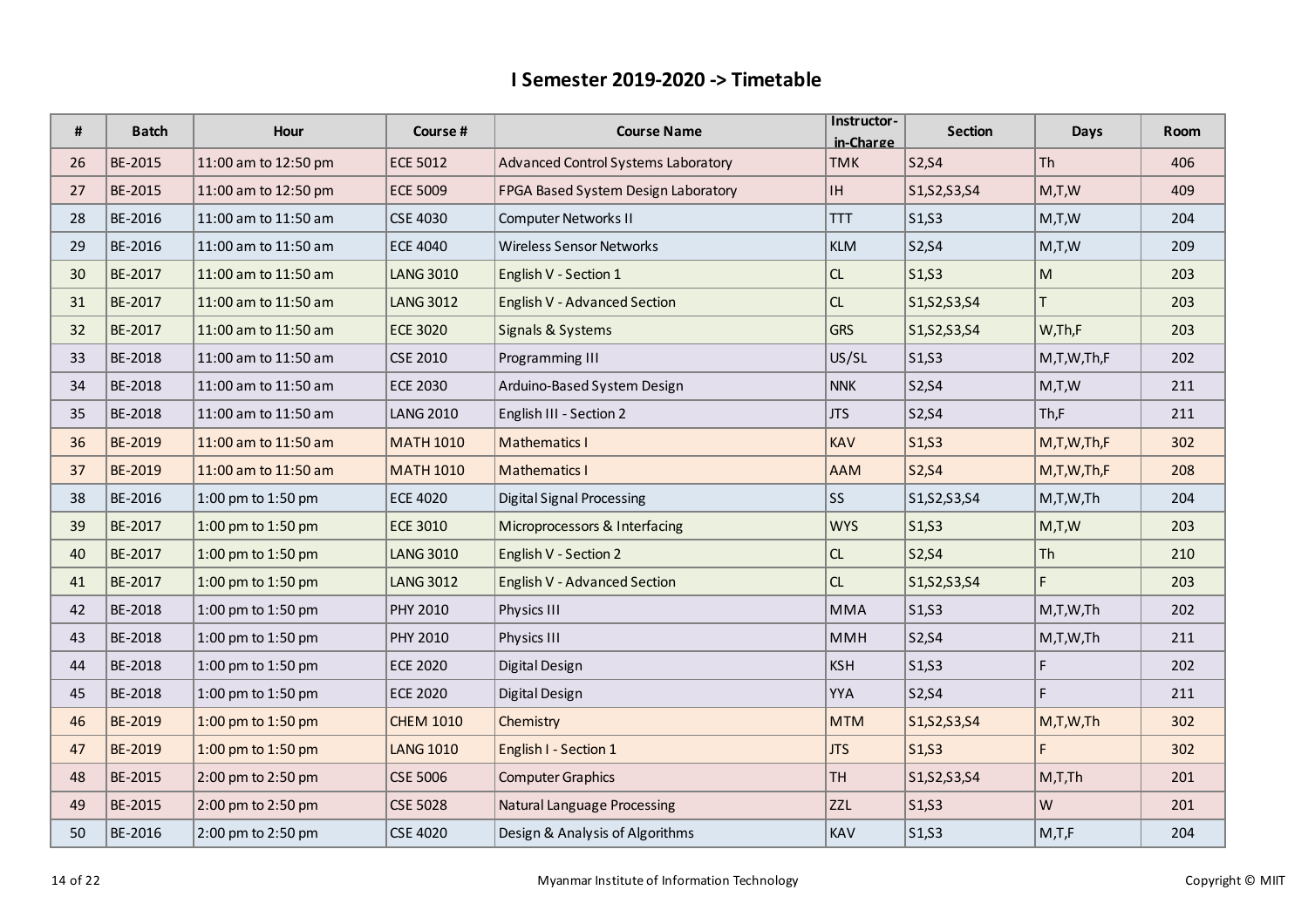# I Semester 2019-2020 -> Timetable

| # | Batch | Hour | Course # | Course Name | Instructor-in-Charge | Section | Days | Room |
|---|---|---|---|---|---|---|---|---|
| 26 | BE-2015 | 11:00 am to 12:50 pm | ECE 5012 | Advanced Control Systems Laboratory | TMK | S2,S4 | Th | 406 |
| 27 | BE-2015 | 11:00 am to 12:50 pm | ECE 5009 | FPGA Based System Design Laboratory | IH | S1,S2,S3,S4 | M,T,W | 409 |
| 28 | BE-2016 | 11:00 am to 11:50 am | CSE 4030 | Computer Networks II | TTT | S1,S3 | M,T,W | 204 |
| 29 | BE-2016 | 11:00 am to 11:50 am | ECE 4040 | Wireless Sensor Networks | KLM | S2,S4 | M,T,W | 209 |
| 30 | BE-2017 | 11:00 am to 11:50 am | LANG 3010 | English V - Section 1 | CL | S1,S3 | M | 203 |
| 31 | BE-2017 | 11:00 am to 11:50 am | LANG 3012 | English V - Advanced Section | CL | S1,S2,S3,S4 | T | 203 |
| 32 | BE-2017 | 11:00 am to 11:50 am | ECE 3020 | Signals & Systems | GRS | S1,S2,S3,S4 | W,Th,F | 203 |
| 33 | BE-2018 | 11:00 am to 11:50 am | CSE 2010 | Programming III | US/SL | S1,S3 | M,T,W,Th,F | 202 |
| 34 | BE-2018 | 11:00 am to 11:50 am | ECE 2030 | Arduino-Based System Design | NNK | S2,S4 | M,T,W | 211 |
| 35 | BE-2018 | 11:00 am to 11:50 am | LANG 2010 | English III - Section 2 | JTS | S2,S4 | Th,F | 211 |
| 36 | BE-2019 | 11:00 am to 11:50 am | MATH 1010 | Mathematics I | KAV | S1,S3 | M,T,W,Th,F | 302 |
| 37 | BE-2019 | 11:00 am to 11:50 am | MATH 1010 | Mathematics I | AAM | S2,S4 | M,T,W,Th,F | 208 |
| 38 | BE-2016 | 1:00 pm to 1:50 pm | ECE 4020 | Digital Signal Processing | SS | S1,S2,S3,S4 | M,T,W,Th | 204 |
| 39 | BE-2017 | 1:00 pm to 1:50 pm | ECE 3010 | Microprocessors & Interfacing | WYS | S1,S3 | M,T,W | 203 |
| 40 | BE-2017 | 1:00 pm to 1:50 pm | LANG 3010 | English V - Section 2 | CL | S2,S4 | Th | 210 |
| 41 | BE-2017 | 1:00 pm to 1:50 pm | LANG 3012 | English V - Advanced Section | CL | S1,S2,S3,S4 | F | 203 |
| 42 | BE-2018 | 1:00 pm to 1:50 pm | PHY 2010 | Physics III | MMA | S1,S3 | M,T,W,Th | 202 |
| 43 | BE-2018 | 1:00 pm to 1:50 pm | PHY 2010 | Physics III | MMH | S2,S4 | M,T,W,Th | 211 |
| 44 | BE-2018 | 1:00 pm to 1:50 pm | ECE 2020 | Digital Design | KSH | S1,S3 | F | 202 |
| 45 | BE-2018 | 1:00 pm to 1:50 pm | ECE 2020 | Digital Design | YYA | S2,S4 | F | 211 |
| 46 | BE-2019 | 1:00 pm to 1:50 pm | CHEM 1010 | Chemistry | MTM | S1,S2,S3,S4 | M,T,W,Th | 302 |
| 47 | BE-2019 | 1:00 pm to 1:50 pm | LANG 1010 | English I - Section 1 | JTS | S1,S3 | F | 302 |
| 48 | BE-2015 | 2:00 pm to 2:50 pm | CSE 5006 | Computer Graphics | TH | S1,S2,S3,S4 | M,T,Th | 201 |
| 49 | BE-2015 | 2:00 pm to 2:50 pm | CSE 5028 | Natural Language Processing | ZZL | S1,S3 | W | 201 |
| 50 | BE-2016 | 2:00 pm to 2:50 pm | CSE 4020 | Design & Analysis of Algorithms | KAV | S1,S3 | M,T,F | 204 |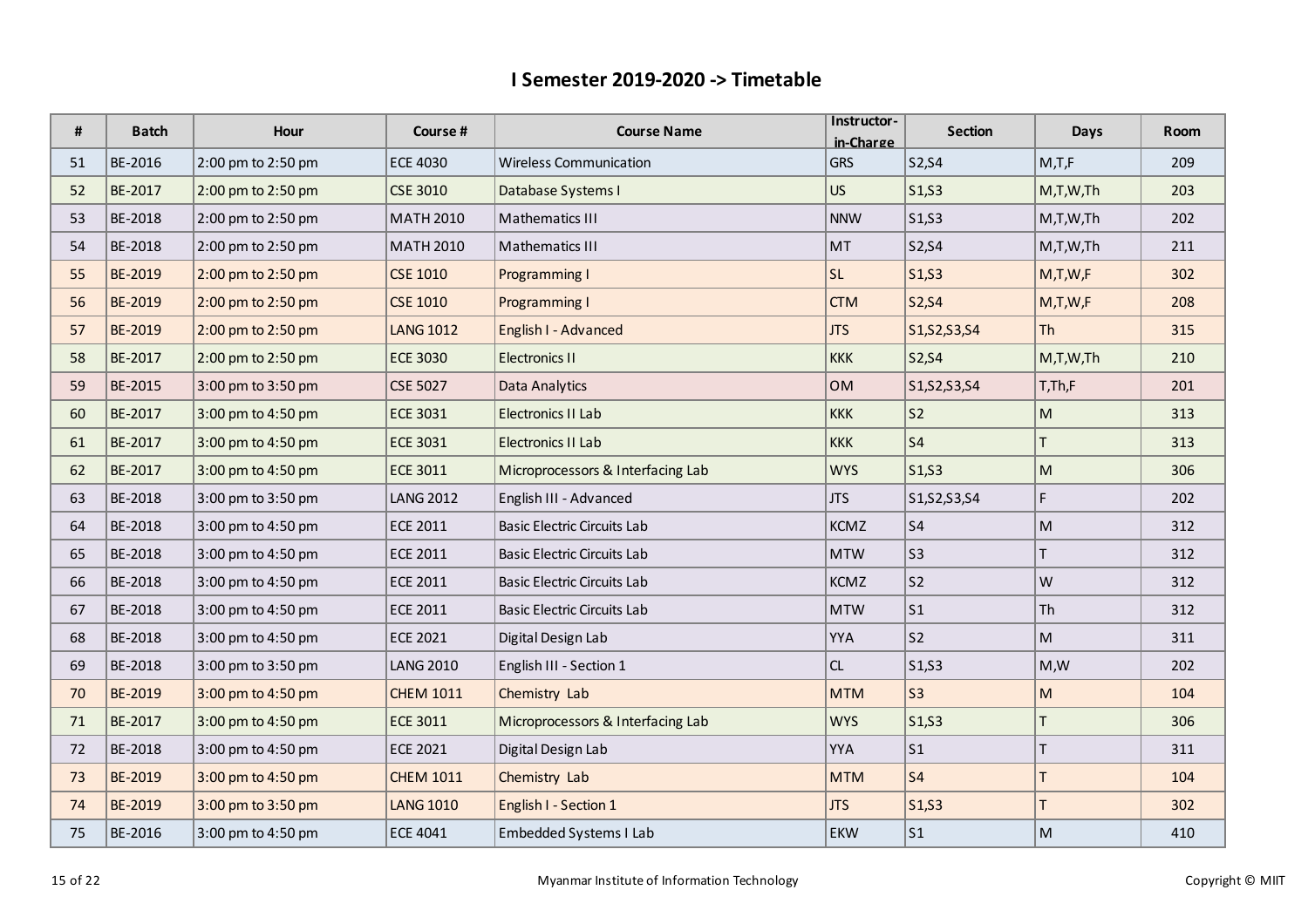# I Semester 2019-2020 -> Timetable

| # | Batch | Hour | Course # | Course Name | Instructor-in-Charge | Section | Days | Room |
|---|---|---|---|---|---|---|---|---|
| 51 | BE-2016 | 2:00 pm to 2:50 pm | ECE 4030 | Wireless Communication | GRS | S2,S4 | M,T,F | 209 |
| 52 | BE-2017 | 2:00 pm to 2:50 pm | CSE 3010 | Database Systems I | US | S1,S3 | M,T,W,Th | 203 |
| 53 | BE-2018 | 2:00 pm to 2:50 pm | MATH 2010 | Mathematics III | NNW | S1,S3 | M,T,W,Th | 202 |
| 54 | BE-2018 | 2:00 pm to 2:50 pm | MATH 2010 | Mathematics III | MT | S2,S4 | M,T,W,Th | 211 |
| 55 | BE-2019 | 2:00 pm to 2:50 pm | CSE 1010 | Programming I | SL | S1,S3 | M,T,W,F | 302 |
| 56 | BE-2019 | 2:00 pm to 2:50 pm | CSE 1010 | Programming I | CTM | S2,S4 | M,T,W,F | 208 |
| 57 | BE-2019 | 2:00 pm to 2:50 pm | LANG 1012 | English I - Advanced | JTS | S1,S2,S3,S4 | Th | 315 |
| 58 | BE-2017 | 2:00 pm to 2:50 pm | ECE 3030 | Electronics II | KKK | S2,S4 | M,T,W,Th | 210 |
| 59 | BE-2015 | 3:00 pm to 3:50 pm | CSE 5027 | Data Analytics | OM | S1,S2,S3,S4 | T,Th,F | 201 |
| 60 | BE-2017 | 3:00 pm to 4:50 pm | ECE 3031 | Electronics II Lab | KKK | S2 | M | 313 |
| 61 | BE-2017 | 3:00 pm to 4:50 pm | ECE 3031 | Electronics II Lab | KKK | S4 | T | 313 |
| 62 | BE-2017 | 3:00 pm to 4:50 pm | ECE 3011 | Microprocessors & Interfacing Lab | WYS | S1,S3 | M | 306 |
| 63 | BE-2018 | 3:00 pm to 3:50 pm | LANG 2012 | English III - Advanced | JTS | S1,S2,S3,S4 | F | 202 |
| 64 | BE-2018 | 3:00 pm to 4:50 pm | ECE 2011 | Basic Electric Circuits Lab | KCMZ | S4 | M | 312 |
| 65 | BE-2018 | 3:00 pm to 4:50 pm | ECE 2011 | Basic Electric Circuits Lab | MTW | S3 | T | 312 |
| 66 | BE-2018 | 3:00 pm to 4:50 pm | ECE 2011 | Basic Electric Circuits Lab | KCMZ | S2 | W | 312 |
| 67 | BE-2018 | 3:00 pm to 4:50 pm | ECE 2011 | Basic Electric Circuits Lab | MTW | S1 | Th | 312 |
| 68 | BE-2018 | 3:00 pm to 4:50 pm | ECE 2021 | Digital Design Lab | YYA | S2 | M | 311 |
| 69 | BE-2018 | 3:00 pm to 3:50 pm | LANG 2010 | English III - Section 1 | CL | S1,S3 | M,W | 202 |
| 70 | BE-2019 | 3:00 pm to 4:50 pm | CHEM 1011 | Chemistry Lab | MTM | S3 | M | 104 |
| 71 | BE-2017 | 3:00 pm to 4:50 pm | ECE 3011 | Microprocessors & Interfacing Lab | WYS | S1,S3 | T | 306 |
| 72 | BE-2018 | 3:00 pm to 4:50 pm | ECE 2021 | Digital Design Lab | YYA | S1 | T | 311 |
| 73 | BE-2019 | 3:00 pm to 4:50 pm | CHEM 1011 | Chemistry Lab | MTM | S4 | T | 104 |
| 74 | BE-2019 | 3:00 pm to 3:50 pm | LANG 1010 | English I - Section 1 | JTS | S1,S3 | T | 302 |
| 75 | BE-2016 | 3:00 pm to 4:50 pm | ECE 4041 | Embedded Systems I Lab | EKW | S1 | M | 410 |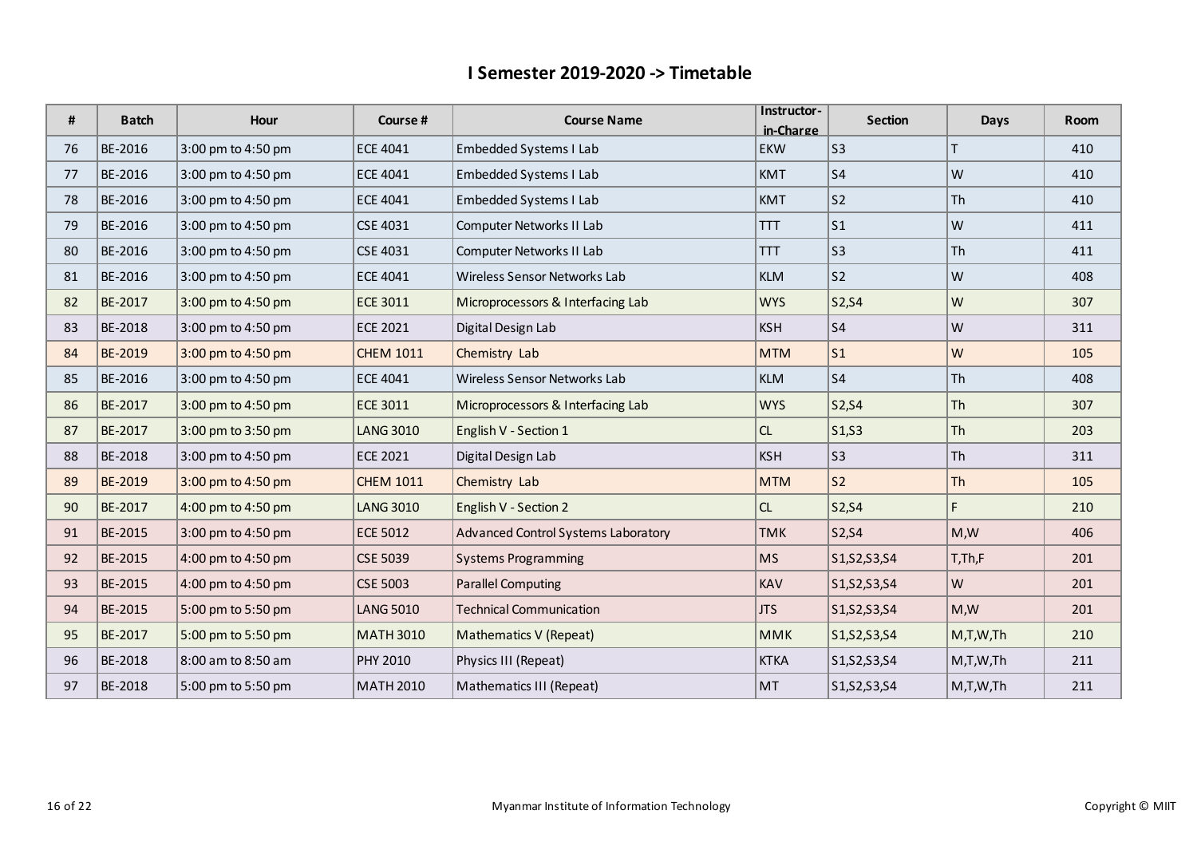## I Semester 2019-2020 -> Timetable

| # | Batch | Hour | Course # | Course Name | Instructor-in-Charge | Section | Days | Room |
|---|---|---|---|---|---|---|---|---|
| 76 | BE-2016 | 3:00 pm to 4:50 pm | ECE 4041 | Embedded Systems I Lab | EKW | S3 | T | 410 |
| 77 | BE-2016 | 3:00 pm to 4:50 pm | ECE 4041 | Embedded Systems I Lab | KMT | S4 | W | 410 |
| 78 | BE-2016 | 3:00 pm to 4:50 pm | ECE 4041 | Embedded Systems I Lab | KMT | S2 | Th | 410 |
| 79 | BE-2016 | 3:00 pm to 4:50 pm | CSE 4031 | Computer Networks II Lab | TTT | S1 | W | 411 |
| 80 | BE-2016 | 3:00 pm to 4:50 pm | CSE 4031 | Computer Networks II Lab | TTT | S3 | Th | 411 |
| 81 | BE-2016 | 3:00 pm to 4:50 pm | ECE 4041 | Wireless Sensor Networks Lab | KLM | S2 | W | 408 |
| 82 | BE-2017 | 3:00 pm to 4:50 pm | ECE 3011 | Microprocessors & Interfacing Lab | WYS | S2,S4 | W | 307 |
| 83 | BE-2018 | 3:00 pm to 4:50 pm | ECE 2021 | Digital Design Lab | KSH | S4 | W | 311 |
| 84 | BE-2019 | 3:00 pm to 4:50 pm | CHEM 1011 | Chemistry Lab | MTM | S1 | W | 105 |
| 85 | BE-2016 | 3:00 pm to 4:50 pm | ECE 4041 | Wireless Sensor Networks Lab | KLM | S4 | Th | 408 |
| 86 | BE-2017 | 3:00 pm to 4:50 pm | ECE 3011 | Microprocessors & Interfacing Lab | WYS | S2,S4 | Th | 307 |
| 87 | BE-2017 | 3:00 pm to 3:50 pm | LANG 3010 | English V - Section 1 | CL | S1,S3 | Th | 203 |
| 88 | BE-2018 | 3:00 pm to 4:50 pm | ECE 2021 | Digital Design Lab | KSH | S3 | Th | 311 |
| 89 | BE-2019 | 3:00 pm to 4:50 pm | CHEM 1011 | Chemistry Lab | MTM | S2 | Th | 105 |
| 90 | BE-2017 | 4:00 pm to 4:50 pm | LANG 3010 | English V - Section 2 | CL | S2,S4 | F | 210 |
| 91 | BE-2015 | 3:00 pm to 4:50 pm | ECE 5012 | Advanced Control Systems Laboratory | TMK | S2,S4 | M,W | 406 |
| 92 | BE-2015 | 4:00 pm to 4:50 pm | CSE 5039 | Systems Programming | MS | S1,S2,S3,S4 | T,Th,F | 201 |
| 93 | BE-2015 | 4:00 pm to 4:50 pm | CSE 5003 | Parallel Computing | KAV | S1,S2,S3,S4 | W | 201 |
| 94 | BE-2015 | 5:00 pm to 5:50 pm | LANG 5010 | Technical Communication | JTS | S1,S2,S3,S4 | M,W | 201 |
| 95 | BE-2017 | 5:00 pm to 5:50 pm | MATH 3010 | Mathematics V (Repeat) | MMK | S1,S2,S3,S4 | M,T,W,Th | 210 |
| 96 | BE-2018 | 8:00 am to 8:50 am | PHY 2010 | Physics III (Repeat) | KTKA | S1,S2,S3,S4 | M,T,W,Th | 211 |
| 97 | BE-2018 | 5:00 pm to 5:50 pm | MATH 2010 | Mathematics III (Repeat) | MT | S1,S2,S3,S4 | M,T,W,Th | 211 |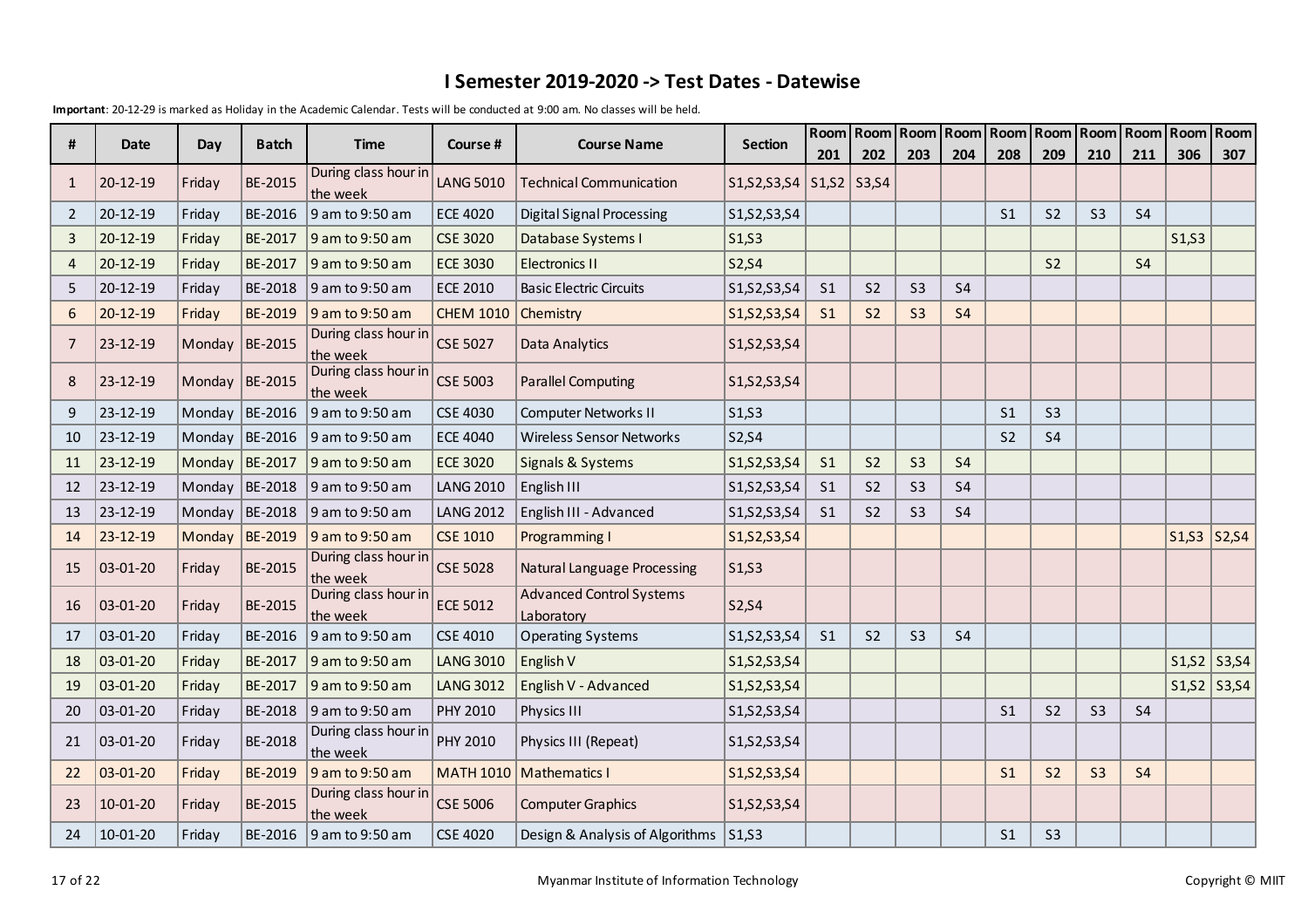# I Semester 2019-2020 -> Test Dates - Datewise

**Important**: 20-12-29 is marked as Holiday in the Academic Calendar. Tests will be conducted at 9:00 am. No classes will be held.

| # | Date | Day | Batch | Time | Course # | Course Name | Section | Room 201 | Room 202 | Room 203 | Room 204 | Room 208 | Room 209 | Room 210 | Room 211 | Room 306 | Room 307 |
|---|---|---|---|---|---|---|---|---|---|---|---|---|---|---|---|---|---|
| 1 | 20-12-19 | Friday | BE-2015 | During class hour in the week | LANG 5010 | Technical Communication | S1,S2,S3,S4 | S1,S2 | S3,S4 | | | | | | | | |
| 2 | 20-12-19 | Friday | BE-2016 | 9 am to 9:50 am | ECE 4020 | Digital Signal Processing | S1,S2,S3,S4 | | | | | S1 | S2 | S3 | S4 | | |
| 3 | 20-12-19 | Friday | BE-2017 | 9 am to 9:50 am | CSE 3020 | Database Systems I | S1,S3 | | | | | | | | | S1,S3 | |
| 4 | 20-12-19 | Friday | BE-2017 | 9 am to 9:50 am | ECE 3030 | Electronics II | S2,S4 | | | | | | S2 | | S4 | | |
| 5 | 20-12-19 | Friday | BE-2018 | 9 am to 9:50 am | ECE 2010 | Basic Electric Circuits | S1,S2,S3,S4 | S1 | S2 | S3 | S4 | | | | | | |
| 6 | 20-12-19 | Friday | BE-2019 | 9 am to 9:50 am | CHEM 1010 | Chemistry | S1,S2,S3,S4 | S1 | S2 | S3 | S4 | | | | | | |
| 7 | 23-12-19 | Monday | BE-2015 | During class hour in the week | CSE 5027 | Data Analytics | S1,S2,S3,S4 | | | | | | | | | | |
| 8 | 23-12-19 | Monday | BE-2015 | During class hour in the week | CSE 5003 | Parallel Computing | S1,S2,S3,S4 | | | | | | | | | | |
| 9 | 23-12-19 | Monday | BE-2016 | 9 am to 9:50 am | CSE 4030 | Computer Networks II | S1,S3 | | | | | S1 | S3 | | | | |
| 10 | 23-12-19 | Monday | BE-2016 | 9 am to 9:50 am | ECE 4040 | Wireless Sensor Networks | S2,S4 | | | | | S2 | S4 | | | | |
| 11 | 23-12-19 | Monday | BE-2017 | 9 am to 9:50 am | ECE 3020 | Signals & Systems | S1,S2,S3,S4 | S1 | S2 | S3 | S4 | | | | | | |
| 12 | 23-12-19 | Monday | BE-2018 | 9 am to 9:50 am | LANG 2010 | English III | S1,S2,S3,S4 | S1 | S2 | S3 | S4 | | | | | | |
| 13 | 23-12-19 | Monday | BE-2018 | 9 am to 9:50 am | LANG 2012 | English III - Advanced | S1,S2,S3,S4 | S1 | S2 | S3 | S4 | | | | | | |
| 14 | 23-12-19 | Monday | BE-2019 | 9 am to 9:50 am | CSE 1010 | Programming I | S1,S2,S3,S4 | | | | | | | | | S1,S3 | S2,S4 |
| 15 | 03-01-20 | Friday | BE-2015 | During class hour in the week | CSE 5028 | Natural Language Processing | S1,S3 | | | | | | | | | | |
| 16 | 03-01-20 | Friday | BE-2015 | During class hour in the week | ECE 5012 | Advanced Control Systems Laboratory | S2,S4 | | | | | | | | | | |
| 17 | 03-01-20 | Friday | BE-2016 | 9 am to 9:50 am | CSE 4010 | Operating Systems | S1,S2,S3,S4 | S1 | S2 | S3 | S4 | | | | | | |
| 18 | 03-01-20 | Friday | BE-2017 | 9 am to 9:50 am | LANG 3010 | English V | S1,S2,S3,S4 | | | | | | | | | S1,S2 | S3,S4 |
| 19 | 03-01-20 | Friday | BE-2017 | 9 am to 9:50 am | LANG 3012 | English V - Advanced | S1,S2,S3,S4 | | | | | | | | | S1,S2 | S3,S4 |
| 20 | 03-01-20 | Friday | BE-2018 | 9 am to 9:50 am | PHY 2010 | Physics III | S1,S2,S3,S4 | | | | | S1 | S2 | S3 | S4 | | |
| 21 | 03-01-20 | Friday | BE-2018 | During class hour in the week | PHY 2010 | Physics III (Repeat) | S1,S2,S3,S4 | | | | | | | | | | |
| 22 | 03-01-20 | Friday | BE-2019 | 9 am to 9:50 am | MATH 1010 | Mathematics I | S1,S2,S3,S4 | | | | | S1 | S2 | S3 | S4 | | |
| 23 | 10-01-20 | Friday | BE-2015 | During class hour in the week | CSE 5006 | Computer Graphics | S1,S2,S3,S4 | | | | | | | | | | |
| 24 | 10-01-20 | Friday | BE-2016 | 9 am to 9:50 am | CSE 4020 | Design & Analysis of Algorithms | S1,S3 | | | | | S1 | S3 | | | | |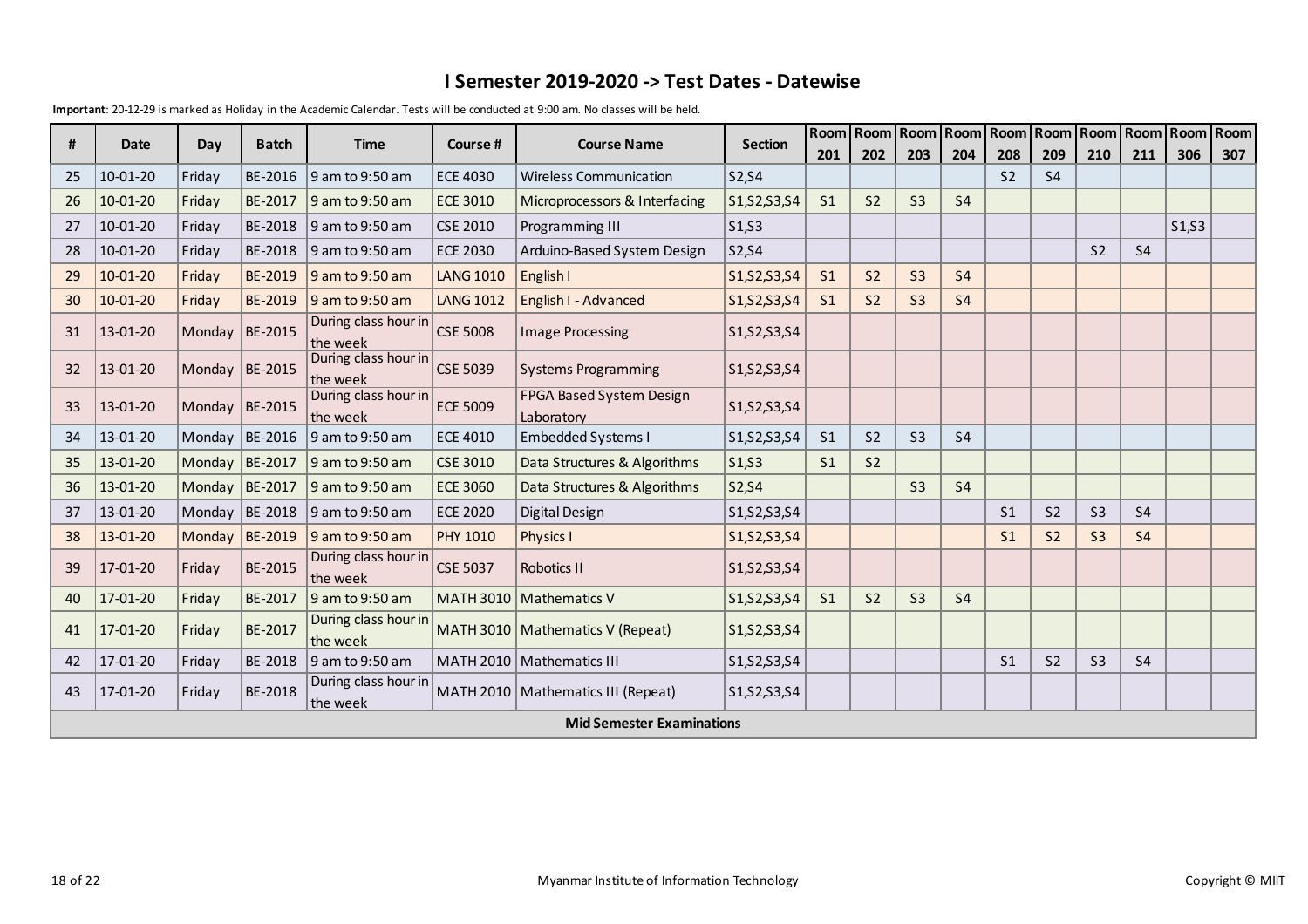# I Semester 2019-2020 -> Test Dates - Datewise

**Important**: 20-12-29 is marked as Holiday in the Academic Calendar. Tests will be conducted at 9:00 am. No classes will be held.

| # | Date | Day | Batch | Time | Course # | Course Name | Section | Room 201 | Room 202 | Room 203 | Room 204 | Room 208 | Room 209 | Room 210 | Room 211 | Room 306 | Room 307 |
|---|---|---|---|---|---|---|---|---|---|---|---|---|---|---|---|---|---|
| 25 | 10-01-20 | Friday | BE-2016 | 9 am to 9:50 am | ECE 4030 | Wireless Communication | S2,S4 | | | | | S2 | S4 | | | | |
| 26 | 10-01-20 | Friday | BE-2017 | 9 am to 9:50 am | ECE 3010 | Microprocessors & Interfacing | S1,S2,S3,S4 | S1 | S2 | S3 | S4 | | | | | | |
| 27 | 10-01-20 | Friday | BE-2018 | 9 am to 9:50 am | CSE 2010 | Programming III | S1,S3 | | | | | | | | | S1,S3 | |
| 28 | 10-01-20 | Friday | BE-2018 | 9 am to 9:50 am | ECE 2030 | Arduino-Based System Design | S2,S4 | | | | | | | S2 | S4 | | |
| 29 | 10-01-20 | Friday | BE-2019 | 9 am to 9:50 am | LANG 1010 | English I | S1,S2,S3,S4 | S1 | S2 | S3 | S4 | | | | | | |
| 30 | 10-01-20 | Friday | BE-2019 | 9 am to 9:50 am | LANG 1012 | English I - Advanced | S1,S2,S3,S4 | S1 | S2 | S3 | S4 | | | | | | |
| 31 | 13-01-20 | Monday | BE-2015 | During class hour in the week | CSE 5008 | Image Processing | S1,S2,S3,S4 | | | | | | | | | | |
| 32 | 13-01-20 | Monday | BE-2015 | During class hour in the week | CSE 5039 | Systems Programming | S1,S2,S3,S4 | | | | | | | | | | |
| 33 | 13-01-20 | Monday | BE-2015 | During class hour in the week | ECE 5009 | FPGA Based System Design Laboratory | S1,S2,S3,S4 | | | | | | | | | | |
| 34 | 13-01-20 | Monday | BE-2016 | 9 am to 9:50 am | ECE 4010 | Embedded Systems I | S1,S2,S3,S4 | S1 | S2 | S3 | S4 | | | | | | |
| 35 | 13-01-20 | Monday | BE-2017 | 9 am to 9:50 am | CSE 3010 | Data Structures & Algorithms | S1,S3 | S1 | S2 | | | | | | | | |
| 36 | 13-01-20 | Monday | BE-2017 | 9 am to 9:50 am | ECE 3060 | Data Structures & Algorithms | S2,S4 | | | S3 | S4 | | | | | | |
| 37 | 13-01-20 | Monday | BE-2018 | 9 am to 9:50 am | ECE 2020 | Digital Design | S1,S2,S3,S4 | | | | | S1 | S2 | S3 | S4 | | |
| 38 | 13-01-20 | Monday | BE-2019 | 9 am to 9:50 am | PHY 1010 | Physics I | S1,S2,S3,S4 | | | | | S1 | S2 | S3 | S4 | | |
| 39 | 17-01-20 | Friday | BE-2015 | During class hour in the week | CSE 5037 | Robotics II | S1,S2,S3,S4 | | | | | | | | | | |
| 40 | 17-01-20 | Friday | BE-2017 | 9 am to 9:50 am | MATH 3010 | Mathematics V | S1,S2,S3,S4 | S1 | S2 | S3 | S4 | | | | | | |
| 41 | 17-01-20 | Friday | BE-2017 | During class hour in the week | MATH 3010 | Mathematics V (Repeat) | S1,S2,S3,S4 | | | | | | | | | | |
| 42 | 17-01-20 | Friday | BE-2018 | 9 am to 9:50 am | MATH 2010 | Mathematics III | S1,S2,S3,S4 | | | | | S1 | S2 | S3 | S4 | | |
| 43 | 17-01-20 | Friday | BE-2018 | During class hour in the week | MATH 2010 | Mathematics III (Repeat) | S1,S2,S3,S4 | | | | | | | | | | |
| | | | | | | **Mid Semester Examinations** | | | | | | | | | | | |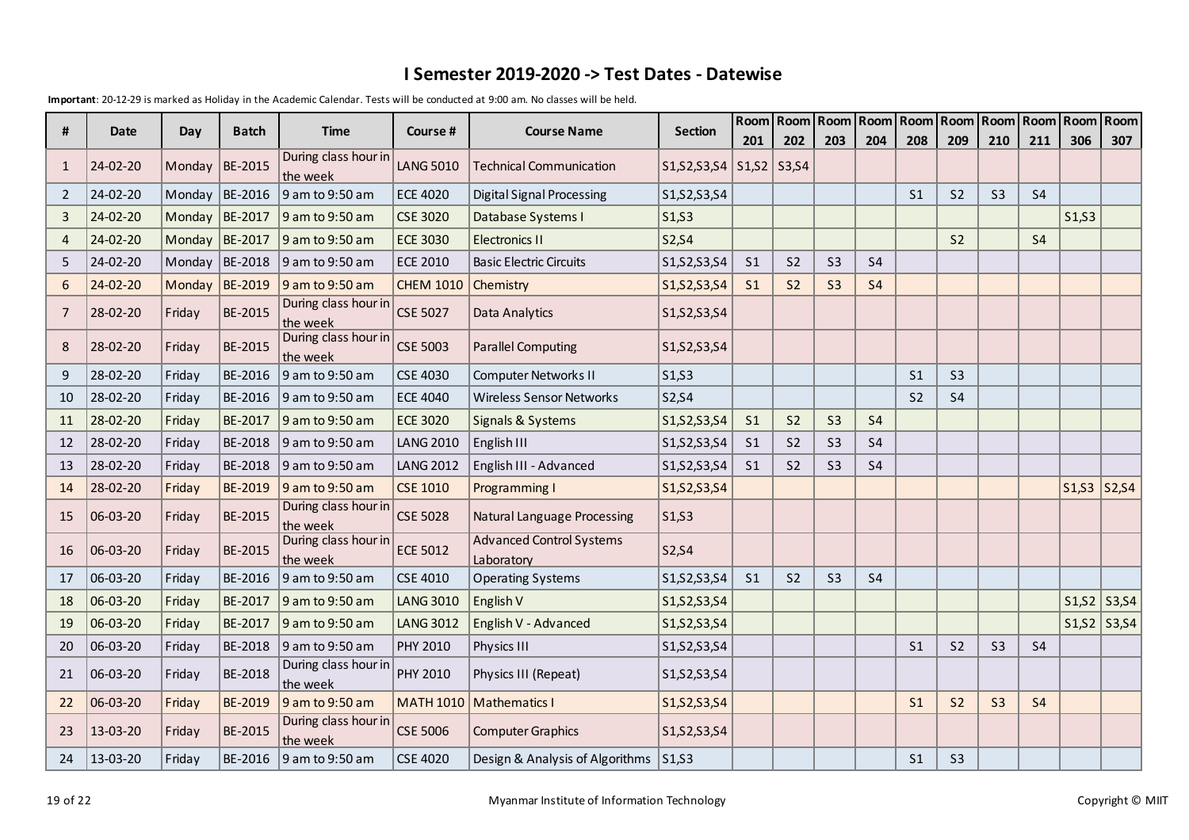# I Semester 2019-2020 -> Test Dates - Datewise

**Important**: 20-12-29 is marked as Holiday in the Academic Calendar. Tests will be conducted at 9:00 am. No classes will be held.

| # | Date | Day | Batch | Time | Course # | Course Name | Section | Room 201 | Room 202 | Room 203 | Room 204 | Room 208 | Room 209 | Room 210 | Room 211 | Room 306 | Room 307 |
|---|---|---|---|---|---|---|---|---|---|---|---|---|---|---|---|---|---|
| 1 | 24-02-20 | Monday | BE-2015 | During class hour in the week | LANG 5010 | Technical Communication | S1,S2,S3,S4 | S1,S2 | S3,S4 | | | | | | | | |
| 2 | 24-02-20 | Monday | BE-2016 | 9 am to 9:50 am | ECE 4020 | Digital Signal Processing | S1,S2,S3,S4 | | | | | S1 | S2 | S3 | S4 | | |
| 3 | 24-02-20 | Monday | BE-2017 | 9 am to 9:50 am | CSE 3020 | Database Systems I | S1,S3 | | | | | | | | | S1,S3 | |
| 4 | 24-02-20 | Monday | BE-2017 | 9 am to 9:50 am | ECE 3030 | Electronics II | S2,S4 | | | | | | S2 | | S4 | | |
| 5 | 24-02-20 | Monday | BE-2018 | 9 am to 9:50 am | ECE 2010 | Basic Electric Circuits | S1,S2,S3,S4 | S1 | S2 | S3 | S4 | | | | | | |
| 6 | 24-02-20 | Monday | BE-2019 | 9 am to 9:50 am | CHEM 1010 | Chemistry | S1,S2,S3,S4 | S1 | S2 | S3 | S4 | | | | | | |
| 7 | 28-02-20 | Friday | BE-2015 | During class hour in the week | CSE 5027 | Data Analytics | S1,S2,S3,S4 | | | | | | | | | | |
| 8 | 28-02-20 | Friday | BE-2015 | During class hour in the week | CSE 5003 | Parallel Computing | S1,S2,S3,S4 | | | | | | | | | | |
| 9 | 28-02-20 | Friday | BE-2016 | 9 am to 9:50 am | CSE 4030 | Computer Networks II | S1,S3 | | | | | S1 | S3 | | | | |
| 10 | 28-02-20 | Friday | BE-2016 | 9 am to 9:50 am | ECE 4040 | Wireless Sensor Networks | S2,S4 | | | | | S2 | S4 | | | | |
| 11 | 28-02-20 | Friday | BE-2017 | 9 am to 9:50 am | ECE 3020 | Signals & Systems | S1,S2,S3,S4 | S1 | S2 | S3 | S4 | | | | | | |
| 12 | 28-02-20 | Friday | BE-2018 | 9 am to 9:50 am | LANG 2010 | English III | S1,S2,S3,S4 | S1 | S2 | S3 | S4 | | | | | | |
| 13 | 28-02-20 | Friday | BE-2018 | 9 am to 9:50 am | LANG 2012 | English III - Advanced | S1,S2,S3,S4 | S1 | S2 | S3 | S4 | | | | | | |
| 14 | 28-02-20 | Friday | BE-2019 | 9 am to 9:50 am | CSE 1010 | Programming I | S1,S2,S3,S4 | | | | | | | | | S1,S3 | S2,S4 |
| 15 | 06-03-20 | Friday | BE-2015 | During class hour in the week | CSE 5028 | Natural Language Processing | S1,S3 | | | | | | | | | | |
| 16 | 06-03-20 | Friday | BE-2015 | During class hour in the week | ECE 5012 | Advanced Control Systems Laboratory | S2,S4 | | | | | | | | | | |
| 17 | 06-03-20 | Friday | BE-2016 | 9 am to 9:50 am | CSE 4010 | Operating Systems | S1,S2,S3,S4 | S1 | S2 | S3 | S4 | | | | | | |
| 18 | 06-03-20 | Friday | BE-2017 | 9 am to 9:50 am | LANG 3010 | English V | S1,S2,S3,S4 | | | | | | | | | S1,S2 | S3,S4 |
| 19 | 06-03-20 | Friday | BE-2017 | 9 am to 9:50 am | LANG 3012 | English V - Advanced | S1,S2,S3,S4 | | | | | | | | | S1,S2 | S3,S4 |
| 20 | 06-03-20 | Friday | BE-2018 | 9 am to 9:50 am | PHY 2010 | Physics III | S1,S2,S3,S4 | | | | | S1 | S2 | S3 | S4 | | |
| 21 | 06-03-20 | Friday | BE-2018 | During class hour in the week | PHY 2010 | Physics III (Repeat) | S1,S2,S3,S4 | | | | | | | | | | |
| 22 | 06-03-20 | Friday | BE-2019 | 9 am to 9:50 am | MATH 1010 | Mathematics I | S1,S2,S3,S4 | | | | | S1 | S2 | S3 | S4 | | |
| 23 | 13-03-20 | Friday | BE-2015 | During class hour in the week | CSE 5006 | Computer Graphics | S1,S2,S3,S4 | | | | | | | | | | |
| 24 | 13-03-20 | Friday | BE-2016 | 9 am to 9:50 am | CSE 4020 | Design & Analysis of Algorithms | S1,S3 | | | | | S1 | S3 | | | | |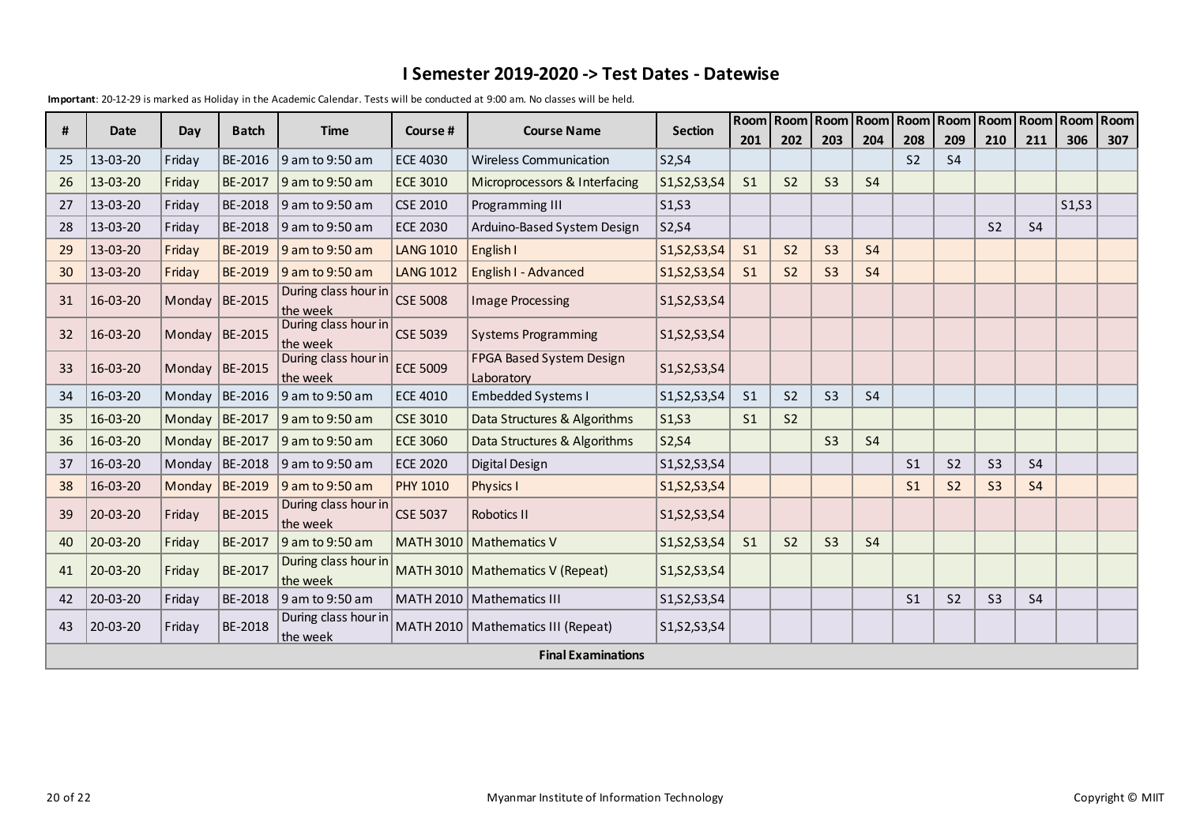# I Semester 2019-2020 -> Test Dates - Datewise

**Important**: 20-12-29 is marked as Holiday in the Academic Calendar. Tests will be conducted at 9:00 am. No classes will be held.

| # | Date | Day | Batch | Time | Course # | Course Name | Section | Room 201 | Room 202 | Room 203 | Room 204 | Room 208 | Room 209 | Room 210 | Room 211 | Room 306 | Room 307 |
|---|---|---|---|---|---|---|---|---|---|---|---|---|---|---|---|---|---|
| 25 | 13-03-20 | Friday | BE-2016 | 9 am to 9:50 am | ECE 4030 | Wireless Communication | S2,S4 | | | | | S2 | S4 | | | | |
| 26 | 13-03-20 | Friday | BE-2017 | 9 am to 9:50 am | ECE 3010 | Microprocessors & Interfacing | S1,S2,S3,S4 | S1 | S2 | S3 | S4 | | | | | | |
| 27 | 13-03-20 | Friday | BE-2018 | 9 am to 9:50 am | CSE 2010 | Programming III | S1,S3 | | | | | | | | | S1,S3 | |
| 28 | 13-03-20 | Friday | BE-2018 | 9 am to 9:50 am | ECE 2030 | Arduino-Based System Design | S2,S4 | | | | | | | S2 | S4 | | |
| 29 | 13-03-20 | Friday | BE-2019 | 9 am to 9:50 am | LANG 1010 | English I | S1,S2,S3,S4 | S1 | S2 | S3 | S4 | | | | | | |
| 30 | 13-03-20 | Friday | BE-2019 | 9 am to 9:50 am | LANG 1012 | English I - Advanced | S1,S2,S3,S4 | S1 | S2 | S3 | S4 | | | | | | |
| 31 | 16-03-20 | Monday | BE-2015 | During class hour in the week | CSE 5008 | Image Processing | S1,S2,S3,S4 | | | | | | | | | | |
| 32 | 16-03-20 | Monday | BE-2015 | During class hour in the week | CSE 5039 | Systems Programming | S1,S2,S3,S4 | | | | | | | | | | |
| 33 | 16-03-20 | Monday | BE-2015 | During class hour in the week | ECE 5009 | FPGA Based System Design Laboratory | S1,S2,S3,S4 | | | | | | | | | | |
| 34 | 16-03-20 | Monday | BE-2016 | 9 am to 9:50 am | ECE 4010 | Embedded Systems I | S1,S2,S3,S4 | S1 | S2 | S3 | S4 | | | | | | |
| 35 | 16-03-20 | Monday | BE-2017 | 9 am to 9:50 am | CSE 3010 | Data Structures & Algorithms | S1,S3 | S1 | S2 | | | | | | | | |
| 36 | 16-03-20 | Monday | BE-2017 | 9 am to 9:50 am | ECE 3060 | Data Structures & Algorithms | S2,S4 | | | S3 | S4 | | | | | | |
| 37 | 16-03-20 | Monday | BE-2018 | 9 am to 9:50 am | ECE 2020 | Digital Design | S1,S2,S3,S4 | | | | | S1 | S2 | S3 | S4 | | |
| 38 | 16-03-20 | Monday | BE-2019 | 9 am to 9:50 am | PHY 1010 | Physics I | S1,S2,S3,S4 | | | | | S1 | S2 | S3 | S4 | | |
| 39 | 20-03-20 | Friday | BE-2015 | During class hour in the week | CSE 5037 | Robotics II | S1,S2,S3,S4 | | | | | | | | | | |
| 40 | 20-03-20 | Friday | BE-2017 | 9 am to 9:50 am | MATH 3010 | Mathematics V | S1,S2,S3,S4 | S1 | S2 | S3 | S4 | | | | | | |
| 41 | 20-03-20 | Friday | BE-2017 | During class hour in the week | MATH 3010 | Mathematics V (Repeat) | S1,S2,S3,S4 | | | | | | | | | | |
| 42 | 20-03-20 | Friday | BE-2018 | 9 am to 9:50 am | MATH 2010 | Mathematics III | S1,S2,S3,S4 | | | | | S1 | S2 | S3 | S4 | | |
| 43 | 20-03-20 | Friday | BE-2018 | During class hour in the week | MATH 2010 | Mathematics III (Repeat) | S1,S2,S3,S4 | | | | | | | | | | |
| | | | | | | **Final Examinations** | | | | | | | | | | | |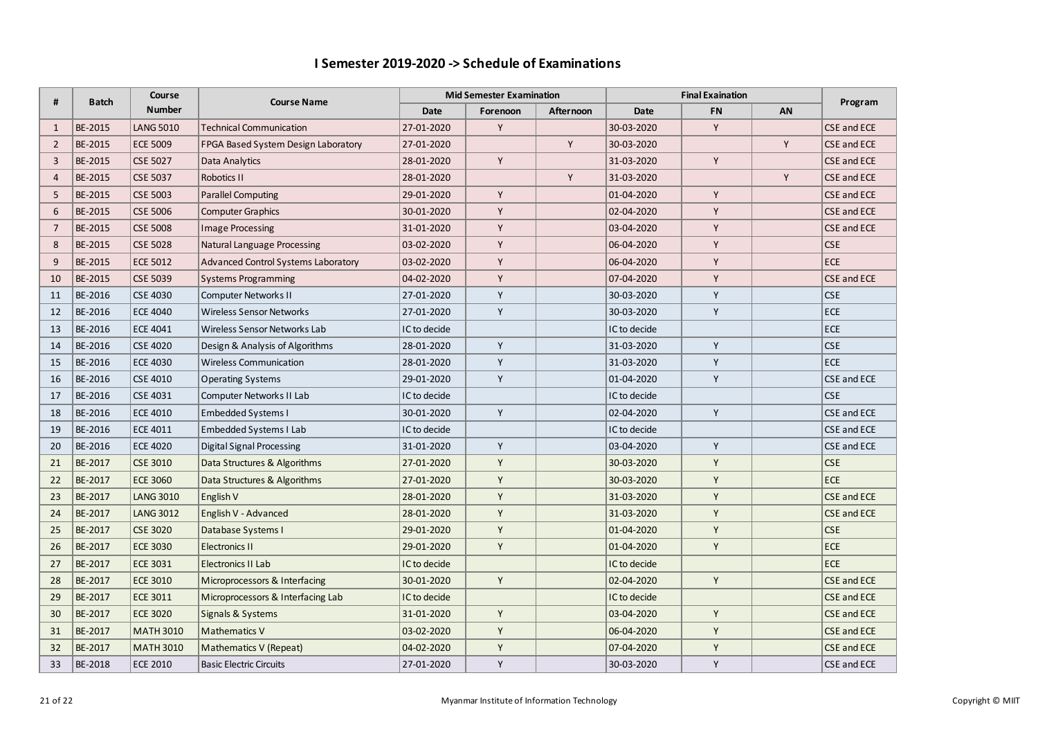# I Semester 2019-2020 -> Schedule of Examinations

| # | Batch | Course Number | Course Name | Mid Semester Examination | | | Final Exaination | | | Program |
|---|---|---|---|---|---|---|---|---|---|---|
| | | | | Date | Forenoon | Afternoon | Date | FN | AN | |
| 1 | BE-2015 | LANG 5010 | Technical Communication | 27-01-2020 | Y | | 30-03-2020 | Y | | CSE and ECE |
| 2 | BE-2015 | ECE 5009 | FPGA Based System Design Laboratory | 27-01-2020 | | Y | 30-03-2020 | | Y | CSE and ECE |
| 3 | BE-2015 | CSE 5027 | Data Analytics | 28-01-2020 | Y | | 31-03-2020 | Y | | CSE and ECE |
| 4 | BE-2015 | CSE 5037 | Robotics II | 28-01-2020 | | Y | 31-03-2020 | | Y | CSE and ECE |
| 5 | BE-2015 | CSE 5003 | Parallel Computing | 29-01-2020 | Y | | 01-04-2020 | Y | | CSE and ECE |
| 6 | BE-2015 | CSE 5006 | Computer Graphics | 30-01-2020 | Y | | 02-04-2020 | Y | | CSE and ECE |
| 7 | BE-2015 | CSE 5008 | Image Processing | 31-01-2020 | Y | | 03-04-2020 | Y | | CSE and ECE |
| 8 | BE-2015 | CSE 5028 | Natural Language Processing | 03-02-2020 | Y | | 06-04-2020 | Y | | CSE |
| 9 | BE-2015 | ECE 5012 | Advanced Control Systems Laboratory | 03-02-2020 | Y | | 06-04-2020 | Y | | ECE |
| 10 | BE-2015 | CSE 5039 | Systems Programming | 04-02-2020 | Y | | 07-04-2020 | Y | | CSE and ECE |
| 11 | BE-2016 | CSE 4030 | Computer Networks II | 27-01-2020 | Y | | 30-03-2020 | Y | | CSE |
| 12 | BE-2016 | ECE 4040 | Wireless Sensor Networks | 27-01-2020 | Y | | 30-03-2020 | Y | | ECE |
| 13 | BE-2016 | ECE 4041 | Wireless Sensor Networks Lab | IC to decide | | | IC to decide | | | ECE |
| 14 | BE-2016 | CSE 4020 | Design & Analysis of Algorithms | 28-01-2020 | Y | | 31-03-2020 | Y | | CSE |
| 15 | BE-2016 | ECE 4030 | Wireless Communication | 28-01-2020 | Y | | 31-03-2020 | Y | | ECE |
| 16 | BE-2016 | CSE 4010 | Operating Systems | 29-01-2020 | Y | | 01-04-2020 | Y | | CSE and ECE |
| 17 | BE-2016 | CSE 4031 | Computer Networks II Lab | IC to decide | | | IC to decide | | | CSE |
| 18 | BE-2016 | ECE 4010 | Embedded Systems I | 30-01-2020 | Y | | 02-04-2020 | Y | | CSE and ECE |
| 19 | BE-2016 | ECE 4011 | Embedded Systems I Lab | IC to decide | | | IC to decide | | | CSE and ECE |
| 20 | BE-2016 | ECE 4020 | Digital Signal Processing | 31-01-2020 | Y | | 03-04-2020 | Y | | CSE and ECE |
| 21 | BE-2017 | CSE 3010 | Data Structures & Algorithms | 27-01-2020 | Y | | 30-03-2020 | Y | | CSE |
| 22 | BE-2017 | ECE 3060 | Data Structures & Algorithms | 27-01-2020 | Y | | 30-03-2020 | Y | | ECE |
| 23 | BE-2017 | LANG 3010 | English V | 28-01-2020 | Y | | 31-03-2020 | Y | | CSE and ECE |
| 24 | BE-2017 | LANG 3012 | English V - Advanced | 28-01-2020 | Y | | 31-03-2020 | Y | | CSE and ECE |
| 25 | BE-2017 | CSE 3020 | Database Systems I | 29-01-2020 | Y | | 01-04-2020 | Y | | CSE |
| 26 | BE-2017 | ECE 3030 | Electronics II | 29-01-2020 | Y | | 01-04-2020 | Y | | ECE |
| 27 | BE-2017 | ECE 3031 | Electronics II Lab | IC to decide | | | IC to decide | | | ECE |
| 28 | BE-2017 | ECE 3010 | Microprocessors & Interfacing | 30-01-2020 | Y | | 02-04-2020 | Y | | CSE and ECE |
| 29 | BE-2017 | ECE 3011 | Microprocessors & Interfacing Lab | IC to decide | | | IC to decide | | | CSE and ECE |
| 30 | BE-2017 | ECE 3020 | Signals & Systems | 31-01-2020 | Y | | 03-04-2020 | Y | | CSE and ECE |
| 31 | BE-2017 | MATH 3010 | Mathematics V | 03-02-2020 | Y | | 06-04-2020 | Y | | CSE and ECE |
| 32 | BE-2017 | MATH 3010 | Mathematics V (Repeat) | 04-02-2020 | Y | | 07-04-2020 | Y | | CSE and ECE |
| 33 | BE-2018 | ECE 2010 | Basic Electric Circuits | 27-01-2020 | Y | | 30-03-2020 | Y | | CSE and ECE |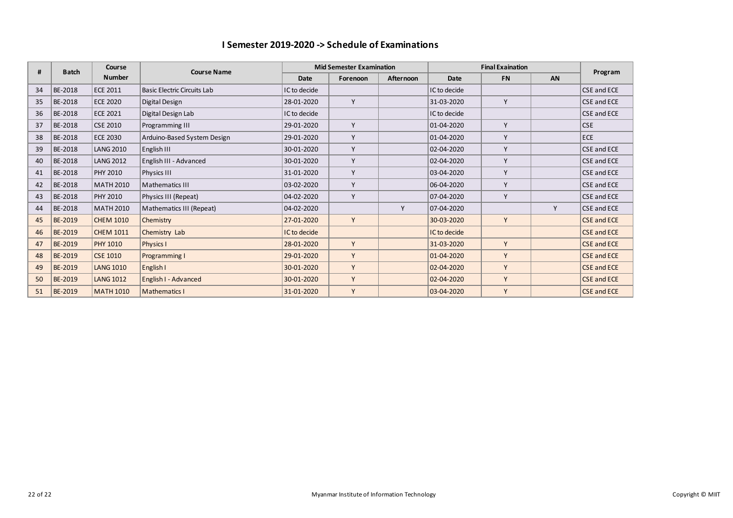## I Semester 2019-2020 -> Schedule of Examinations

| # | Batch | Course Number | Course Name | Mid Semester Examination | | | Final Exaination | | | Program |
|---|---|---|---|---|---|---|---|---|---|---|
| | | | | Date | Forenoon | Afternoon | Date | FN | AN | |
| 34 | BE-2018 | ECE 2011 | Basic Electric Circuits Lab | IC to decide | | | IC to decide | | | CSE and ECE |
| 35 | BE-2018 | ECE 2020 | Digital Design | 28-01-2020 | Y | | 31-03-2020 | Y | | CSE and ECE |
| 36 | BE-2018 | ECE 2021 | Digital Design Lab | IC to decide | | | IC to decide | | | CSE and ECE |
| 37 | BE-2018 | CSE 2010 | Programming III | 29-01-2020 | Y | | 01-04-2020 | Y | | CSE |
| 38 | BE-2018 | ECE 2030 | Arduino-Based System Design | 29-01-2020 | Y | | 01-04-2020 | Y | | ECE |
| 39 | BE-2018 | LANG 2010 | English III | 30-01-2020 | Y | | 02-04-2020 | Y | | CSE and ECE |
| 40 | BE-2018 | LANG 2012 | English III - Advanced | 30-01-2020 | Y | | 02-04-2020 | Y | | CSE and ECE |
| 41 | BE-2018 | PHY 2010 | Physics III | 31-01-2020 | Y | | 03-04-2020 | Y | | CSE and ECE |
| 42 | BE-2018 | MATH 2010 | Mathematics III | 03-02-2020 | Y | | 06-04-2020 | Y | | CSE and ECE |
| 43 | BE-2018 | PHY 2010 | Physics III (Repeat) | 04-02-2020 | Y | | 07-04-2020 | Y | | CSE and ECE |
| 44 | BE-2018 | MATH 2010 | Mathematics III (Repeat) | 04-02-2020 | | Y | 07-04-2020 | | Y | CSE and ECE |
| 45 | BE-2019 | CHEM 1010 | Chemistry | 27-01-2020 | Y | | 30-03-2020 | Y | | CSE and ECE |
| 46 | BE-2019 | CHEM 1011 | Chemistry Lab | IC to decide | | | IC to decide | | | CSE and ECE |
| 47 | BE-2019 | PHY 1010 | Physics I | 28-01-2020 | Y | | 31-03-2020 | Y | | CSE and ECE |
| 48 | BE-2019 | CSE 1010 | Programming I | 29-01-2020 | Y | | 01-04-2020 | Y | | CSE and ECE |
| 49 | BE-2019 | LANG 1010 | English I | 30-01-2020 | Y | | 02-04-2020 | Y | | CSE and ECE |
| 50 | BE-2019 | LANG 1012 | English I - Advanced | 30-01-2020 | Y | | 02-04-2020 | Y | | CSE and ECE |
| 51 | BE-2019 | MATH 1010 | Mathematics I | 31-01-2020 | Y | | 03-04-2020 | Y | | CSE and ECE |